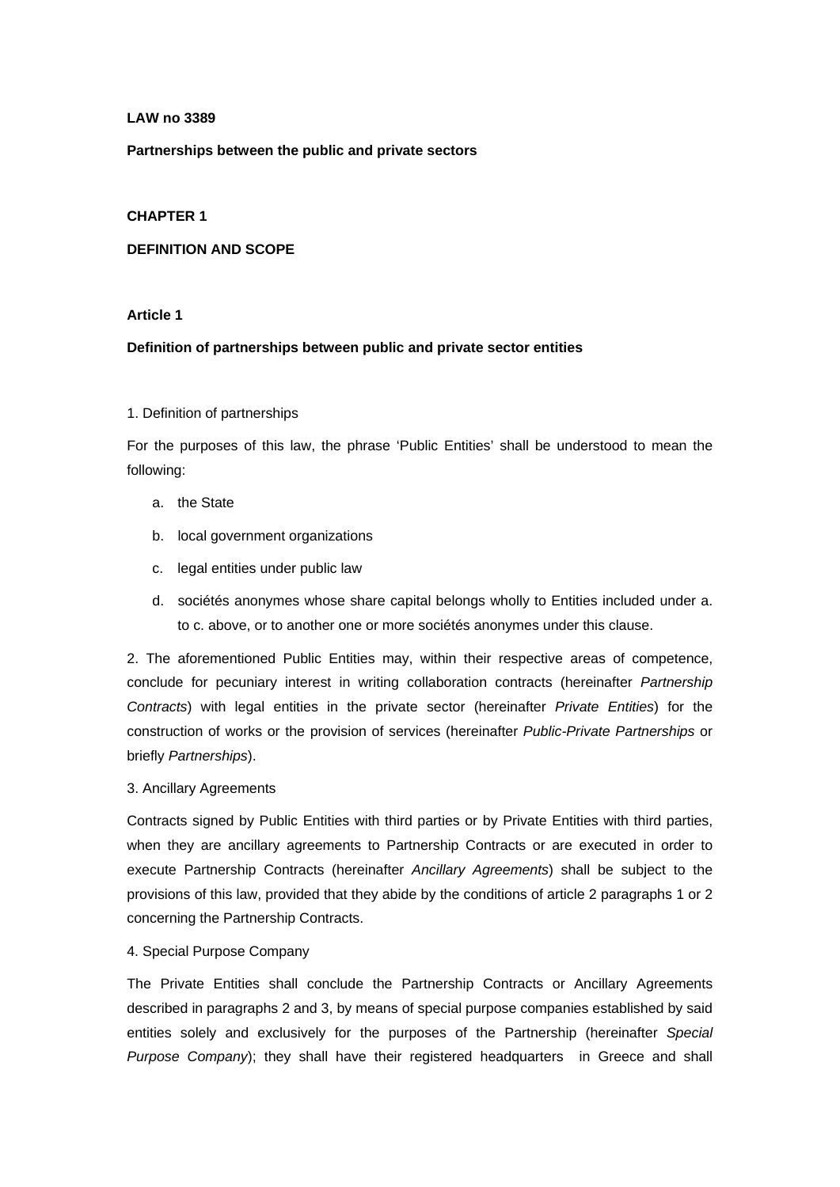**LAW no 3389**

**Partnerships between the public and private sectors**

**CHAPTER 1**

**DEFINITION AND SCOPE**

**Article 1**

**Definition of partnerships between public and private sector entities**

1. Definition of partnerships

For the purposes of this law, the phrase 'Public Entities' shall be understood to mean the following:

a. the State
b. local government organizations
c. legal entities under public law
d. sociétés anonymes whose share capital belongs wholly to Entities included under a. to c. above, or to another one or more sociétés anonymes under this clause.

2. The aforementioned Public Entities may, within their respective areas of competence, conclude for pecuniary interest in writing collaboration contracts (hereinafter *Partnership Contracts*) with legal entities in the private sector (hereinafter *Private Entities*) for the construction of works or the provision of services (hereinafter *Public-Private Partnerships* or briefly *Partnerships*).

3. Ancillary Agreements

Contracts signed by Public Entities with third parties or by Private Entities with third parties, when they are ancillary agreements to Partnership Contracts or are executed in order to execute Partnership Contracts (hereinafter *Ancillary Agreements*) shall be subject to the provisions of this law, provided that they abide by the conditions of article 2 paragraphs 1 or 2 concerning the Partnership Contracts.

4. Special Purpose Company

The Private Entities shall conclude the Partnership Contracts or Ancillary Agreements described in paragraphs 2 and 3, by means of special purpose companies established by said entities solely and exclusively for the purposes of the Partnership (hereinafter *Special Purpose Company*); they shall have their registered headquarters in Greece and shall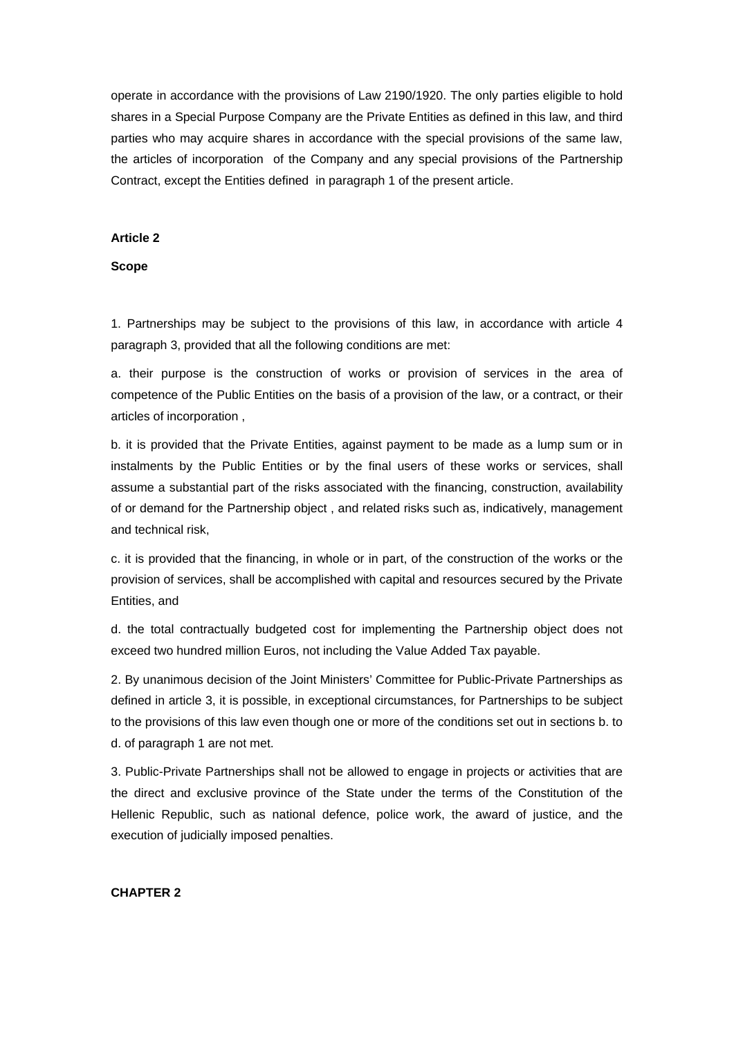operate in accordance with the provisions of Law 2190/1920. The only parties eligible to hold shares in a Special Purpose Company are the Private Entities as defined in this law, and third parties who may acquire shares in accordance with the special provisions of the same law, the articles of incorporation of the Company and any special provisions of the Partnership Contract, except the Entities defined in paragraph 1 of the present article.

**Article 2**

**Scope**

1. Partnerships may be subject to the provisions of this law, in accordance with article 4 paragraph 3, provided that all the following conditions are met:

a. their purpose is the construction of works or provision of services in the area of competence of the Public Entities on the basis of a provision of the law, or a contract, or their articles of incorporation ,

b. it is provided that the Private Entities, against payment to be made as a lump sum or in instalments by the Public Entities or by the final users of these works or services, shall assume a substantial part of the risks associated with the financing, construction, availability of or demand for the Partnership object , and related risks such as, indicatively, management and technical risk,

c. it is provided that the financing, in whole or in part, of the construction of the works or the provision of services, shall be accomplished with capital and resources secured by the Private Entities, and

d. the total contractually budgeted cost for implementing the Partnership object does not exceed two hundred million Euros, not including the Value Added Tax payable.

2. By unanimous decision of the Joint Ministers' Committee for Public-Private Partnerships as defined in article 3, it is possible, in exceptional circumstances, for Partnerships to be subject to the provisions of this law even though one or more of the conditions set out in sections b. to d. of paragraph 1 are not met.

3. Public-Private Partnerships shall not be allowed to engage in projects or activities that are the direct and exclusive province of the State under the terms of the Constitution of the Hellenic Republic, such as national defence, police work, the award of justice, and the execution of judicially imposed penalties.

**CHAPTER 2**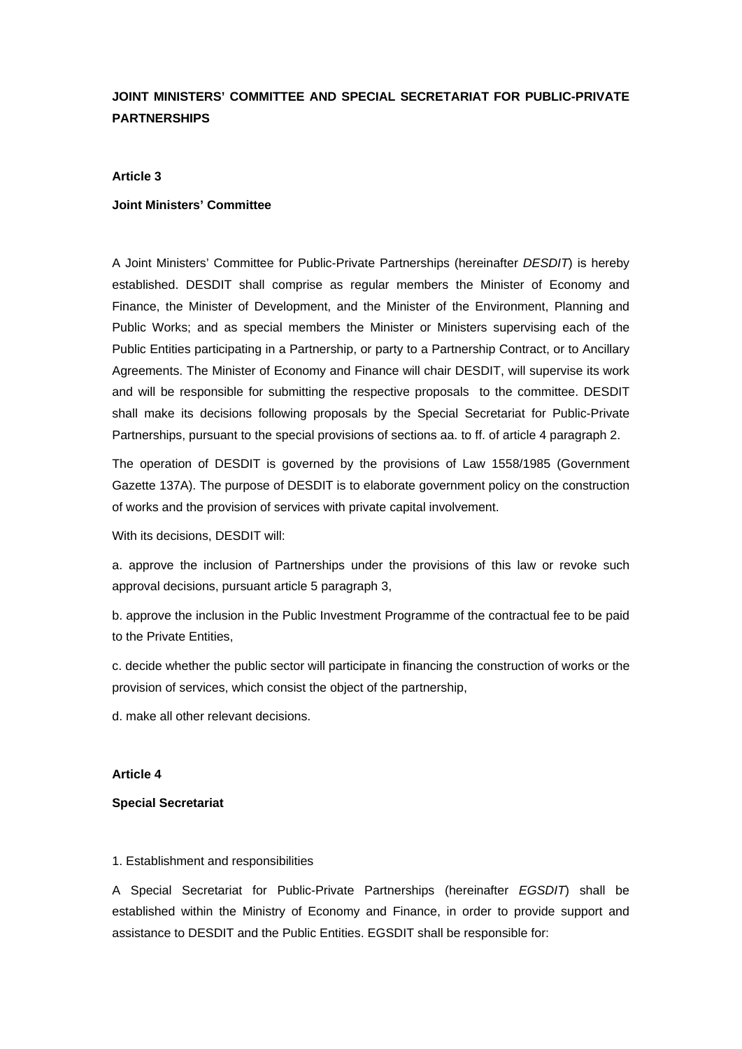## JOINT MINISTERS' COMMITTEE AND SPECIAL SECRETARIAT FOR PUBLIC-PRIVATE PARTNERSHIPS

### Article 3

### Joint Ministers' Committee

A Joint Ministers' Committee for Public-Private Partnerships (hereinafter *DESDIT*) is hereby established. DESDIT shall comprise as regular members the Minister of Economy and Finance, the Minister of Development, and the Minister of the Environment, Planning and Public Works; and as special members the Minister or Ministers supervising each of the Public Entities participating in a Partnership, or party to a Partnership Contract, or to Ancillary Agreements. The Minister of Economy and Finance will chair DESDIT, will supervise its work and will be responsible for submitting the respective proposals to the committee. DESDIT shall make its decisions following proposals by the Special Secretariat for Public-Private Partnerships, pursuant to the special provisions of sections aa. to ff. of article 4 paragraph 2.

The operation of DESDIT is governed by the provisions of Law 1558/1985 (Government Gazette 137A). The purpose of DESDIT is to elaborate government policy on the construction of works and the provision of services with private capital involvement.

With its decisions, DESDIT will:

a. approve the inclusion of Partnerships under the provisions of this law or revoke such approval decisions, pursuant article 5 paragraph 3,

b. approve the inclusion in the Public Investment Programme of the contractual fee to be paid to the Private Entities,

c. decide whether the public sector will participate in financing the construction of works or the provision of services, which consist the object of the partnership,

d. make all other relevant decisions.

### Article 4

### Special Secretariat

1. Establishment and responsibilities

A Special Secretariat for Public-Private Partnerships (hereinafter *EGSDIT*) shall be established within the Ministry of Economy and Finance, in order to provide support and assistance to DESDIT and the Public Entities. EGSDIT shall be responsible for: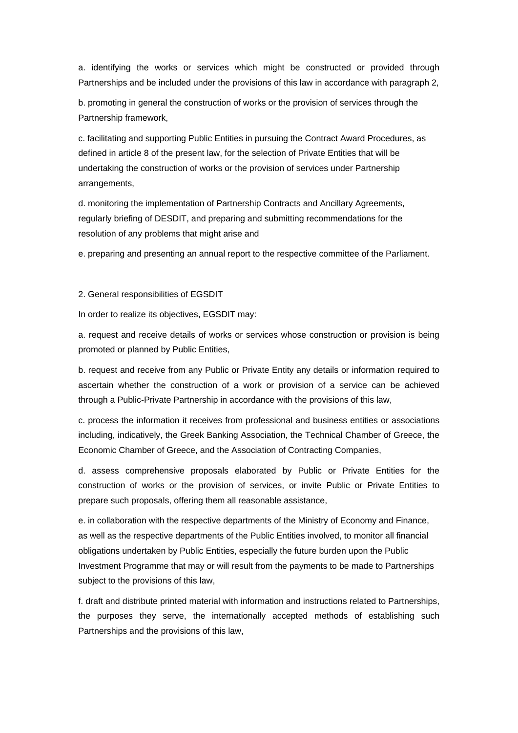a. identifying the works or services which might be constructed or provided through Partnerships and be included under the provisions of this law in accordance with paragraph 2,

b. promoting in general the construction of works or the provision of services through the Partnership framework,

c. facilitating and supporting Public Entities in pursuing the Contract Award Procedures, as defined in article 8 of the present law, for the selection of Private Entities that will be undertaking the construction of works or the provision of services under Partnership arrangements,

d. monitoring the implementation of Partnership Contracts and Ancillary Agreements, regularly briefing of DESDIT, and preparing and submitting recommendations for the resolution of any problems that might arise and

e. preparing and presenting an annual report to the respective committee of the Parliament.

2. General responsibilities of EGSDIT

In order to realize its objectives, EGSDIT may:

a. request and receive details of works or services whose construction or provision is being promoted or planned by Public Entities,

b. request and receive from any Public or Private Entity any details or information required to ascertain whether the construction of a work or provision of a service can be achieved through a Public-Private Partnership in accordance with the provisions of this law,

c. process the information it receives from professional and business entities or associations including, indicatively, the Greek Banking Association, the Technical Chamber of Greece, the Economic Chamber of Greece, and the Association of Contracting Companies,

d. assess comprehensive proposals elaborated by Public or Private Entities for the construction of works or the provision of services, or invite Public or Private Entities to prepare such proposals, offering them all reasonable assistance,

e. in collaboration with the respective departments of the Ministry of Economy and Finance, as well as the respective departments of the Public Entities involved, to monitor all financial obligations undertaken by Public Entities, especially the future burden upon the Public Investment Programme that may or will result from the payments to be made to Partnerships subject to the provisions of this law,

f. draft and distribute printed material with information and instructions related to Partnerships, the purposes they serve, the internationally accepted methods of establishing such Partnerships and the provisions of this law,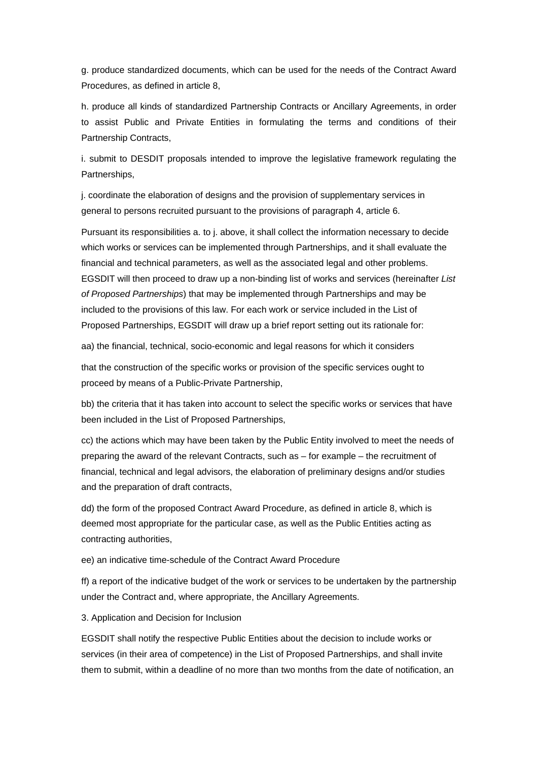g. produce standardized documents, which can be used for the needs of the Contract Award Procedures, as defined in article 8,

h. produce all kinds of standardized Partnership Contracts or Ancillary Agreements, in order to assist Public and Private Entities in formulating the terms and conditions of their Partnership Contracts,

i. submit to DESDIT proposals intended to improve the legislative framework regulating the Partnerships,

j. coordinate the elaboration of designs and the provision of supplementary services in general to persons recruited pursuant to the provisions of paragraph 4, article 6.

Pursuant its responsibilities a. to j. above, it shall collect the information necessary to decide which works or services can be implemented through Partnerships, and it shall evaluate the financial and technical parameters, as well as the associated legal and other problems. EGSDIT will then proceed to draw up a non-binding list of works and services (hereinafter *List of Proposed Partnerships*) that may be implemented through Partnerships and may be included to the provisions of this law. For each work or service included in the List of Proposed Partnerships, EGSDIT will draw up a brief report setting out its rationale for:

aa) the financial, technical, socio-economic and legal reasons for which it considers

that the construction of the specific works or provision of the specific services ought to proceed by means of a Public-Private Partnership,

bb) the criteria that it has taken into account to select the specific works or services that have been included in the List of Proposed Partnerships,

cc) the actions which may have been taken by the Public Entity involved to meet the needs of preparing the award of the relevant Contracts, such as – for example – the recruitment of financial, technical and legal advisors, the elaboration of preliminary designs and/or studies and the preparation of draft contracts,

dd) the form of the proposed Contract Award Procedure, as defined in article 8, which is deemed most appropriate for the particular case, as well as the Public Entities acting as contracting authorities,

ee) an indicative time-schedule of the Contract Award Procedure

ff) a report of the indicative budget of the work or services to be undertaken by the partnership under the Contract and, where appropriate, the Ancillary Agreements.

3. Application and Decision for Inclusion

EGSDIT shall notify the respective Public Entities about the decision to include works or services (in their area of competence) in the List of Proposed Partnerships, and shall invite them to submit, within a deadline of no more than two months from the date of notification, an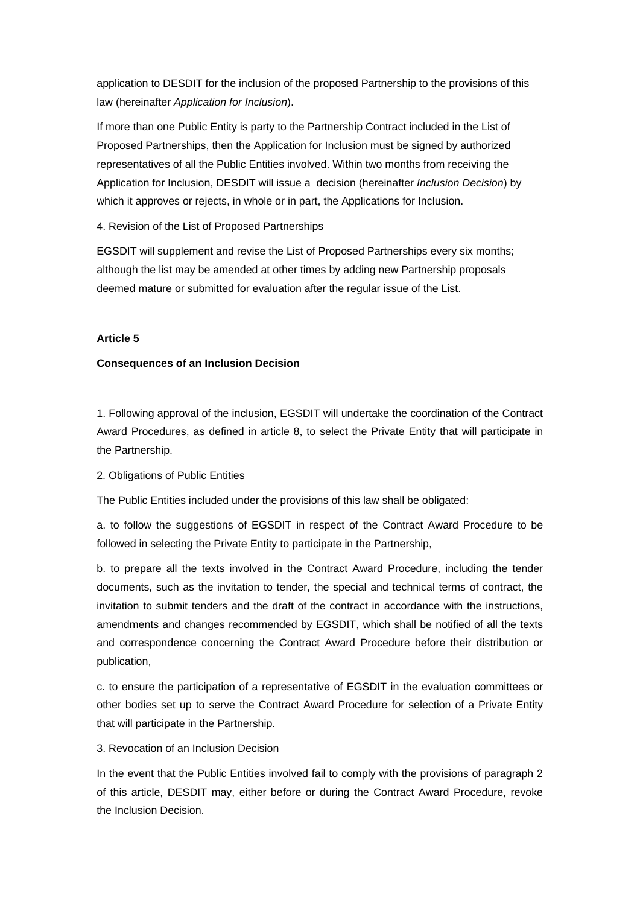application to DESDIT for the inclusion of the proposed Partnership to the provisions of this law (hereinafter *Application for Inclusion*).

If more than one Public Entity is party to the Partnership Contract included in the List of Proposed Partnerships, then the Application for Inclusion must be signed by authorized representatives of all the Public Entities involved. Within two months from receiving the Application for Inclusion, DESDIT will issue a decision (hereinafter *Inclusion Decision*) by which it approves or rejects, in whole or in part, the Applications for Inclusion.

4. Revision of the List of Proposed Partnerships

EGSDIT will supplement and revise the List of Proposed Partnerships every six months; although the list may be amended at other times by adding new Partnership proposals deemed mature or submitted for evaluation after the regular issue of the List.

**Article 5**

**Consequences of an Inclusion Decision**

1. Following approval of the inclusion, EGSDIT will undertake the coordination of the Contract Award Procedures, as defined in article 8, to select the Private Entity that will participate in the Partnership.

2. Obligations of Public Entities

The Public Entities included under the provisions of this law shall be obligated:

a. to follow the suggestions of EGSDIT in respect of the Contract Award Procedure to be followed in selecting the Private Entity to participate in the Partnership,

b. to prepare all the texts involved in the Contract Award Procedure, including the tender documents, such as the invitation to tender, the special and technical terms of contract, the invitation to submit tenders and the draft of the contract in accordance with the instructions, amendments and changes recommended by EGSDIT, which shall be notified of all the texts and correspondence concerning the Contract Award Procedure before their distribution or publication,

c. to ensure the participation of a representative of EGSDIT in the evaluation committees or other bodies set up to serve the Contract Award Procedure for selection of a Private Entity that will participate in the Partnership.

3. Revocation of an Inclusion Decision

In the event that the Public Entities involved fail to comply with the provisions of paragraph 2 of this article, DESDIT may, either before or during the Contract Award Procedure, revoke the Inclusion Decision.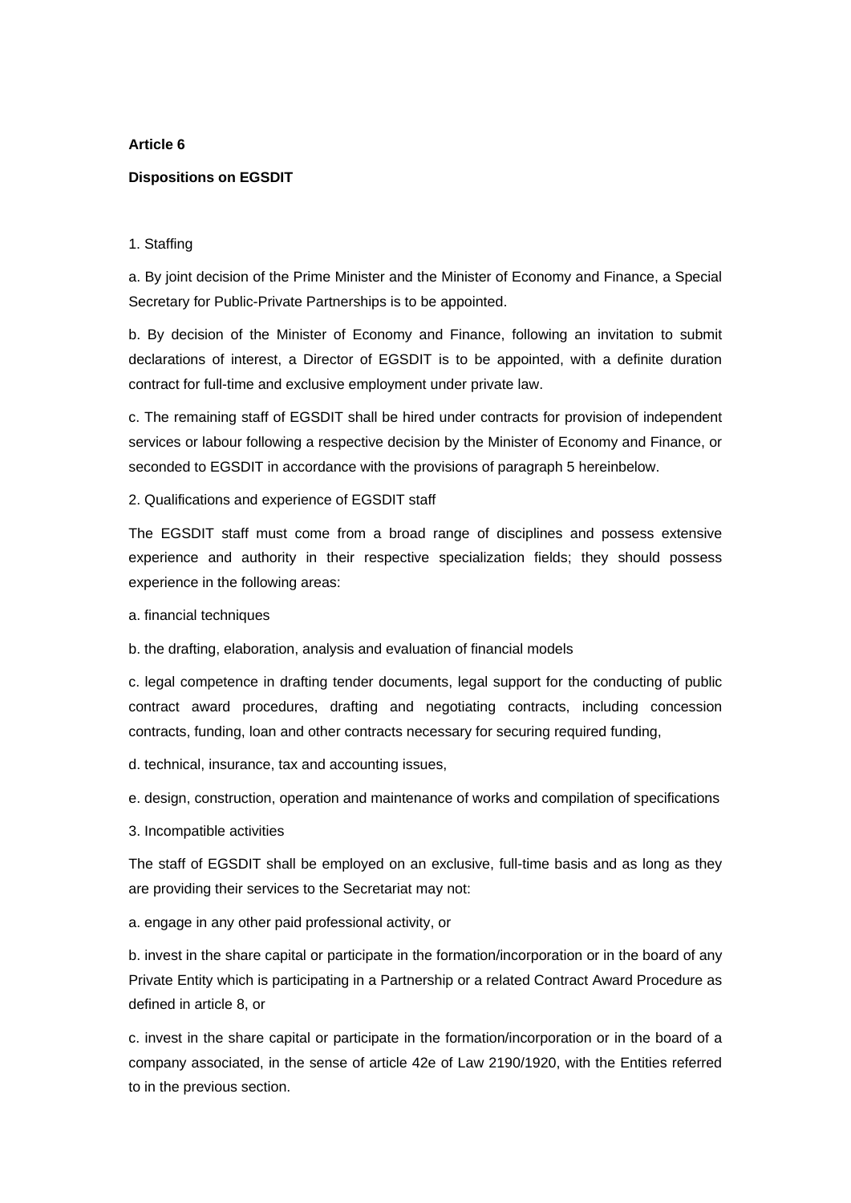**Article 6**

**Dispositions on EGSDIT**

1. Staffing

a. By joint decision of the Prime Minister and the Minister of Economy and Finance, a Special Secretary for Public-Private Partnerships is to be appointed.

b. By decision of the Minister of Economy and Finance, following an invitation to submit declarations of interest, a Director of EGSDIT is to be appointed, with a definite duration contract for full-time and exclusive employment under private law.

c. The remaining staff of EGSDIT shall be hired under contracts for provision of independent services or labour following a respective decision by the Minister of Economy and Finance, or seconded to EGSDIT in accordance with the provisions of paragraph 5 hereinbelow.

2. Qualifications and experience of EGSDIT staff

The EGSDIT staff must come from a broad range of disciplines and possess extensive experience and authority in their respective specialization fields; they should possess experience in the following areas:

a. financial techniques

b. the drafting, elaboration, analysis and evaluation of financial models

c. legal competence in drafting tender documents, legal support for the conducting of public contract award procedures, drafting and negotiating contracts, including concession contracts, funding, loan and other contracts necessary for securing required funding,

d. technical, insurance, tax and accounting issues,

e. design, construction, operation and maintenance of works and compilation of specifications

3. Incompatible activities

The staff of EGSDIT shall be employed on an exclusive, full-time basis and as long as they are providing their services to the Secretariat may not:

a. engage in any other paid professional activity, or

b. invest in the share capital or participate in the formation/incorporation or in the board of any Private Entity which is participating in a Partnership or a related Contract Award Procedure as defined in article 8, or

c. invest in the share capital or participate in the formation/incorporation or in the board of a company associated, in the sense of article 42e of Law 2190/1920, with the Entities referred to in the previous section.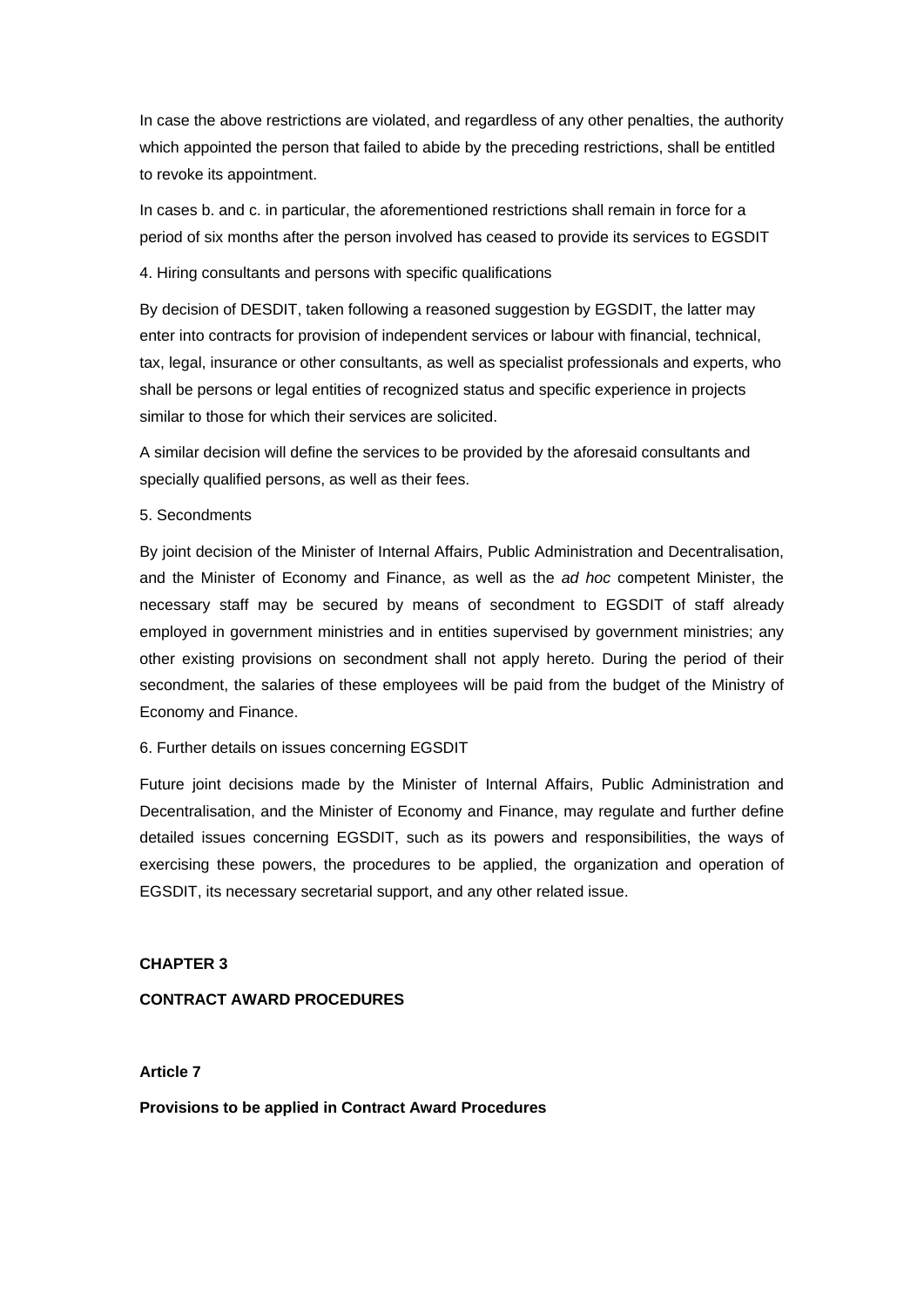In case the above restrictions are violated, and regardless of any other penalties, the authority which appointed the person that failed to abide by the preceding restrictions, shall be entitled to revoke its appointment.

In cases b. and c. in particular, the aforementioned restrictions shall remain in force for a period of six months after the person involved has ceased to provide its services to EGSDIT

4. Hiring consultants and persons with specific qualifications

By decision of DESDIT, taken following a reasoned suggestion by EGSDIT, the latter may enter into contracts for provision of independent services or labour with financial, technical, tax, legal, insurance or other consultants, as well as specialist professionals and experts, who shall be persons or legal entities of recognized status and specific experience in projects similar to those for which their services are solicited.

A similar decision will define the services to be provided by the aforesaid consultants and specially qualified persons, as well as their fees.

5. Secondments

By joint decision of the Minister of Internal Affairs, Public Administration and Decentralisation, and the Minister of Economy and Finance, as well as the *ad hoc* competent Minister, the necessary staff may be secured by means of secondment to EGSDIT of staff already employed in government ministries and in entities supervised by government ministries; any other existing provisions on secondment shall not apply hereto. During the period of their secondment, the salaries of these employees will be paid from the budget of the Ministry of Economy and Finance.

6. Further details on issues concerning EGSDIT

Future joint decisions made by the Minister of Internal Affairs, Public Administration and Decentralisation, and the Minister of Economy and Finance, may regulate and further define detailed issues concerning EGSDIT, such as its powers and responsibilities, the ways of exercising these powers, the procedures to be applied, the organization and operation of EGSDIT, its necessary secretarial support, and any other related issue.

## CHAPTER 3

## CONTRACT AWARD PROCEDURES

### Article 7

### Provisions to be applied in Contract Award Procedures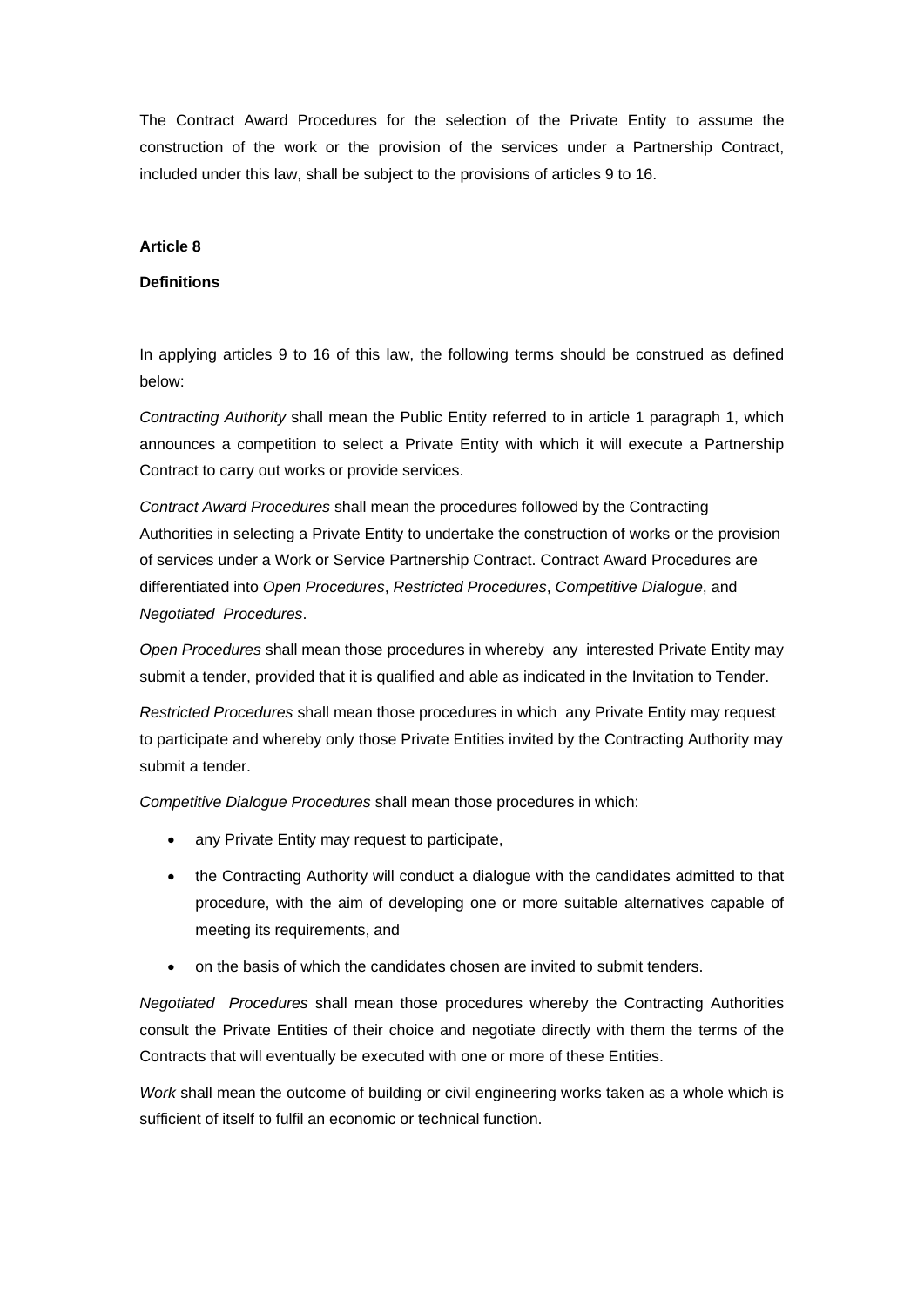The Contract Award Procedures for the selection of the Private Entity to assume the construction of the work or the provision of the services under a Partnership Contract, included under this law, shall be subject to the provisions of articles 9 to 16.

**Article 8**

**Definitions**

In applying articles 9 to 16 of this law, the following terms should be construed as defined below:

*Contracting Authority* shall mean the Public Entity referred to in article 1 paragraph 1, which announces a competition to select a Private Entity with which it will execute a Partnership Contract to carry out works or provide services.

*Contract Award Procedures* shall mean the procedures followed by the Contracting Authorities in selecting a Private Entity to undertake the construction of works or the provision of services under a Work or Service Partnership Contract. Contract Award Procedures are differentiated into *Open Procedures*, *Restricted Procedures*, *Competitive Dialogue*, and *Negotiated Procedures*.

*Open Procedures* shall mean those procedures in whereby any interested Private Entity may submit a tender, provided that it is qualified and able as indicated in the Invitation to Tender.

*Restricted Procedures* shall mean those procedures in which any Private Entity may request to participate and whereby only those Private Entities invited by the Contracting Authority may submit a tender.

*Competitive Dialogue Procedures* shall mean those procedures in which:

- any Private Entity may request to participate,
- the Contracting Authority will conduct a dialogue with the candidates admitted to that procedure, with the aim of developing one or more suitable alternatives capable of meeting its requirements, and
- on the basis of which the candidates chosen are invited to submit tenders.

*Negotiated Procedures* shall mean those procedures whereby the Contracting Authorities consult the Private Entities of their choice and negotiate directly with them the terms of the Contracts that will eventually be executed with one or more of these Entities.

*Work* shall mean the outcome of building or civil engineering works taken as a whole which is sufficient of itself to fulfil an economic or technical function.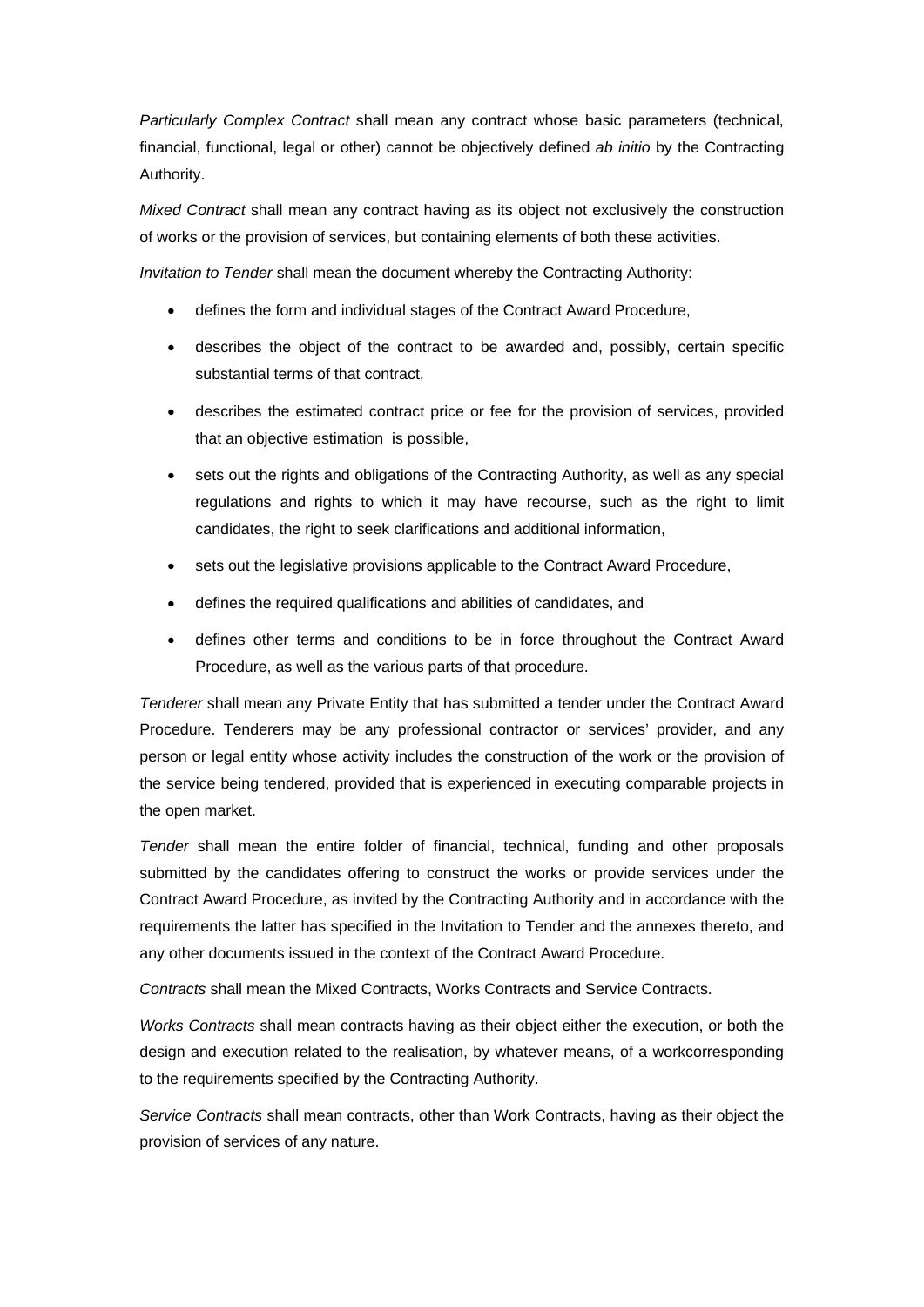*Particularly Complex Contract* shall mean any contract whose basic parameters (technical, financial, functional, legal or other) cannot be objectively defined *ab initio* by the Contracting Authority.

*Mixed Contract* shall mean any contract having as its object not exclusively the construction of works or the provision of services, but containing elements of both these activities.

*Invitation to Tender* shall mean the document whereby the Contracting Authority:

- defines the form and individual stages of the Contract Award Procedure,
- describes the object of the contract to be awarded and, possibly, certain specific substantial terms of that contract,
- describes the estimated contract price or fee for the provision of services, provided that an objective estimation is possible,
- sets out the rights and obligations of the Contracting Authority, as well as any special regulations and rights to which it may have recourse, such as the right to limit candidates, the right to seek clarifications and additional information,
- sets out the legislative provisions applicable to the Contract Award Procedure,
- defines the required qualifications and abilities of candidates, and
- defines other terms and conditions to be in force throughout the Contract Award Procedure, as well as the various parts of that procedure.

*Tenderer* shall mean any Private Entity that has submitted a tender under the Contract Award Procedure. Tenderers may be any professional contractor or services' provider, and any person or legal entity whose activity includes the construction of the work or the provision of the service being tendered, provided that is experienced in executing comparable projects in the open market.

*Tender* shall mean the entire folder of financial, technical, funding and other proposals submitted by the candidates offering to construct the works or provide services under the Contract Award Procedure, as invited by the Contracting Authority and in accordance with the requirements the latter has specified in the Invitation to Tender and the annexes thereto, and any other documents issued in the context of the Contract Award Procedure.

*Contracts* shall mean the Mixed Contracts, Works Contracts and Service Contracts.

*Works Contracts* shall mean contracts having as their object either the execution, or both the design and execution related to the realisation, by whatever means, of a workcorresponding to the requirements specified by the Contracting Authority.

*Service Contracts* shall mean contracts, other than Work Contracts, having as their object the provision of services of any nature.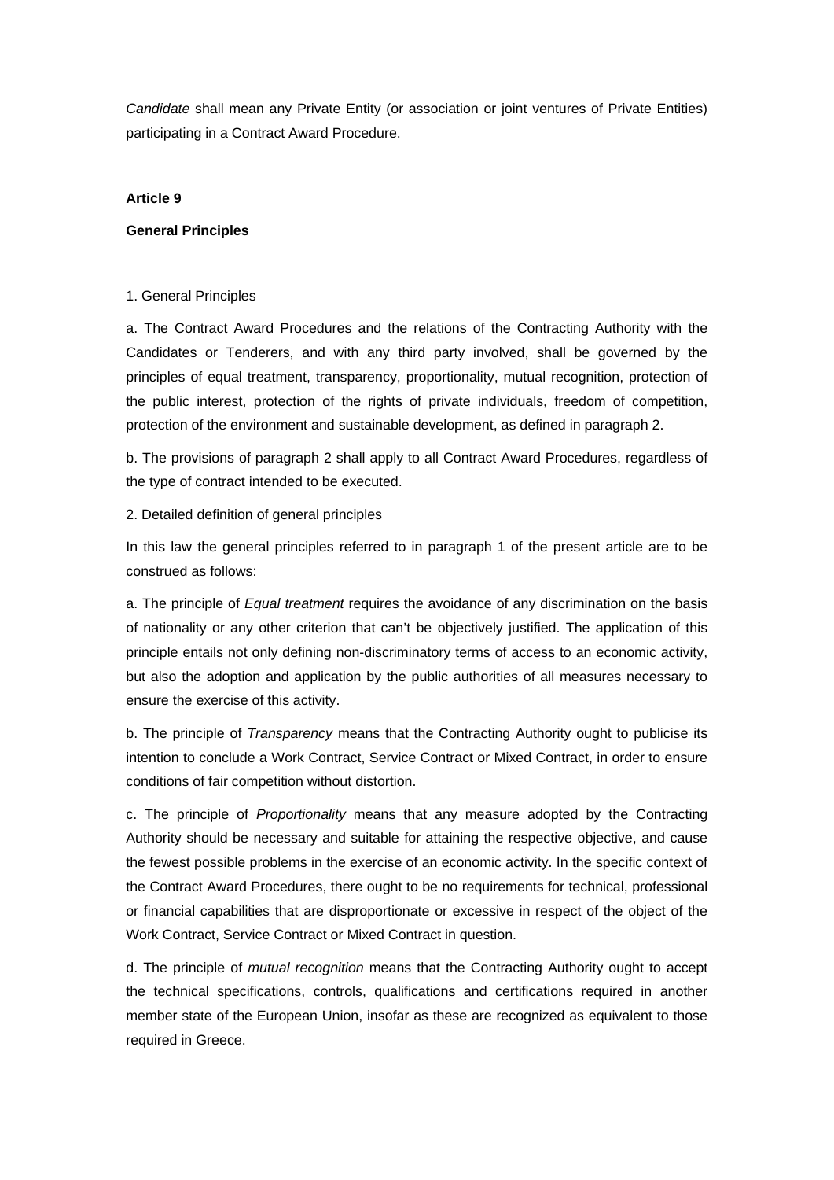*Candidate* shall mean any Private Entity (or association or joint ventures of Private Entities) participating in a Contract Award Procedure.

**Article 9**

**General Principles**

1. General Principles

a. The Contract Award Procedures and the relations of the Contracting Authority with the Candidates or Tenderers, and with any third party involved, shall be governed by the principles of equal treatment, transparency, proportionality, mutual recognition, protection of the public interest, protection of the rights of private individuals, freedom of competition, protection of the environment and sustainable development, as defined in paragraph 2.

b. The provisions of paragraph 2 shall apply to all Contract Award Procedures, regardless of the type of contract intended to be executed.

2. Detailed definition of general principles

In this law the general principles referred to in paragraph 1 of the present article are to be construed as follows:

a. The principle of *Equal treatment* requires the avoidance of any discrimination on the basis of nationality or any other criterion that can't be objectively justified. The application of this principle entails not only defining non-discriminatory terms of access to an economic activity, but also the adoption and application by the public authorities of all measures necessary to ensure the exercise of this activity.

b. The principle of *Transparency* means that the Contracting Authority ought to publicise its intention to conclude a Work Contract, Service Contract or Mixed Contract, in order to ensure conditions of fair competition without distortion.

c. The principle of *Proportionality* means that any measure adopted by the Contracting Authority should be necessary and suitable for attaining the respective objective, and cause the fewest possible problems in the exercise of an economic activity. In the specific context of the Contract Award Procedures, there ought to be no requirements for technical, professional or financial capabilities that are disproportionate or excessive in respect of the object of the Work Contract, Service Contract or Mixed Contract in question.

d. The principle of *mutual recognition* means that the Contracting Authority ought to accept the technical specifications, controls, qualifications and certifications required in another member state of the European Union, insofar as these are recognized as equivalent to those required in Greece.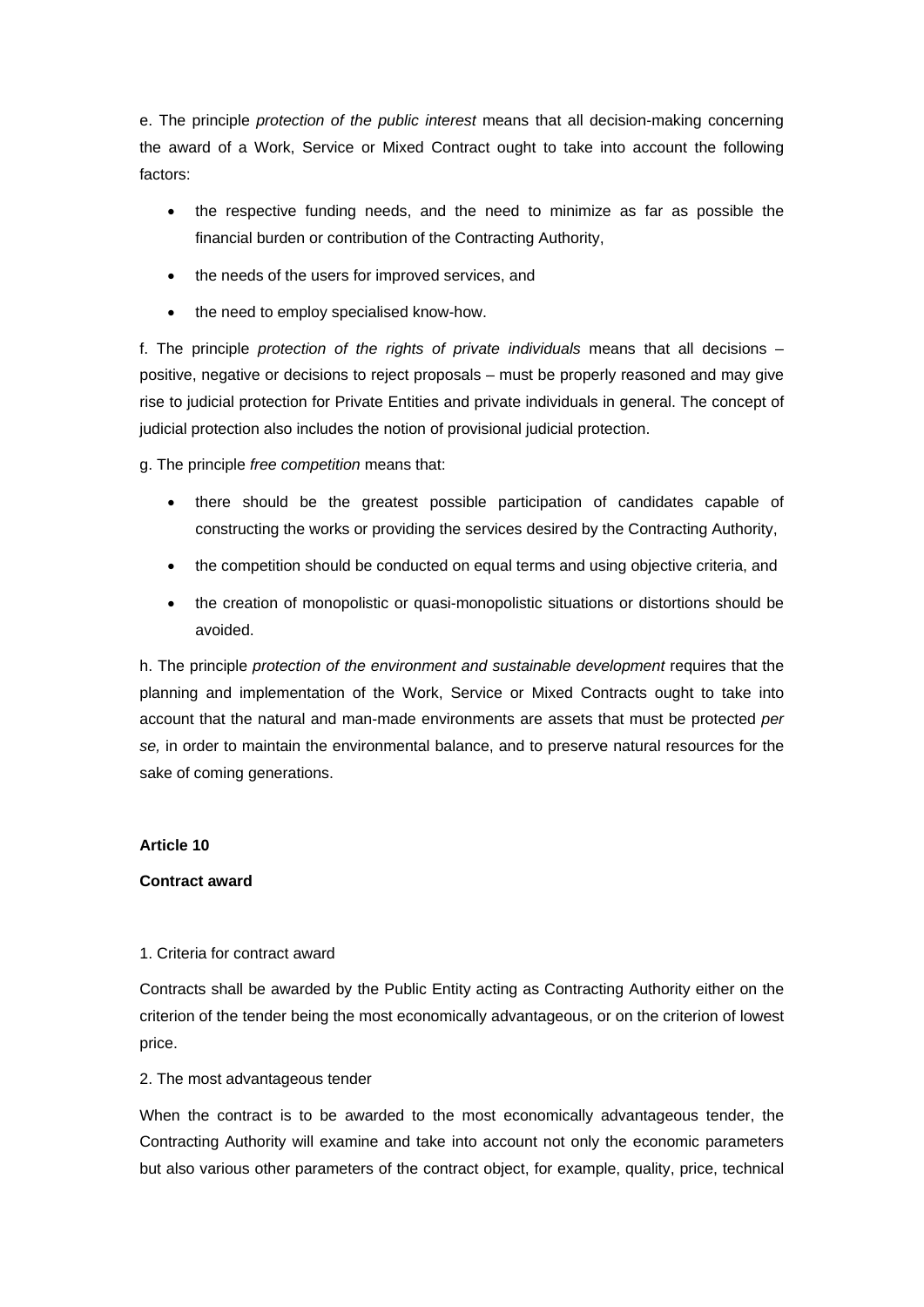e. The principle *protection of the public interest* means that all decision-making concerning the award of a Work, Service or Mixed Contract ought to take into account the following factors:

- the respective funding needs, and the need to minimize as far as possible the financial burden or contribution of the Contracting Authority,
- the needs of the users for improved services, and
- the need to employ specialised know-how.

f. The principle *protection of the rights of private individuals* means that all decisions – positive, negative or decisions to reject proposals – must be properly reasoned and may give rise to judicial protection for Private Entities and private individuals in general. The concept of judicial protection also includes the notion of provisional judicial protection.

g. The principle *free competition* means that:

- there should be the greatest possible participation of candidates capable of constructing the works or providing the services desired by the Contracting Authority,
- the competition should be conducted on equal terms and using objective criteria, and
- the creation of monopolistic or quasi-monopolistic situations or distortions should be avoided.

h. The principle *protection of the environment and sustainable development* requires that the planning and implementation of the Work, Service or Mixed Contracts ought to take into account that the natural and man-made environments are assets that must be protected *per se,* in order to maintain the environmental balance, and to preserve natural resources for the sake of coming generations.

**Article 10**

**Contract award**

1. Criteria for contract award

Contracts shall be awarded by the Public Entity acting as Contracting Authority either on the criterion of the tender being the most economically advantageous, or on the criterion of lowest price.

2. The most advantageous tender

When the contract is to be awarded to the most economically advantageous tender, the Contracting Authority will examine and take into account not only the economic parameters but also various other parameters of the contract object, for example, quality, price, technical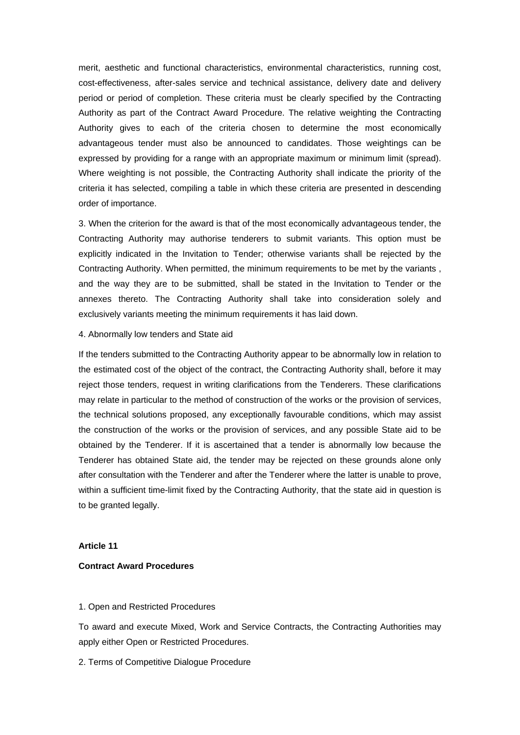merit, aesthetic and functional characteristics, environmental characteristics, running cost, cost-effectiveness, after-sales service and technical assistance, delivery date and delivery period or period of completion. These criteria must be clearly specified by the Contracting Authority as part of the Contract Award Procedure. The relative weighting the Contracting Authority gives to each of the criteria chosen to determine the most economically advantageous tender must also be announced to candidates. Those weightings can be expressed by providing for a range with an appropriate maximum or minimum limit (spread). Where weighting is not possible, the Contracting Authority shall indicate the priority of the criteria it has selected, compiling a table in which these criteria are presented in descending order of importance.

3. When the criterion for the award is that of the most economically advantageous tender, the Contracting Authority may authorise tenderers to submit variants. This option must be explicitly indicated in the Invitation to Tender; otherwise variants shall be rejected by the Contracting Authority. When permitted, the minimum requirements to be met by the variants , and the way they are to be submitted, shall be stated in the Invitation to Tender or the annexes thereto. The Contracting Authority shall take into consideration solely and exclusively variants meeting the minimum requirements it has laid down.

4. Abnormally low tenders and State aid

If the tenders submitted to the Contracting Authority appear to be abnormally low in relation to the estimated cost of the object of the contract, the Contracting Authority shall, before it may reject those tenders, request in writing clarifications from the Tenderers. These clarifications may relate in particular to the method of construction of the works or the provision of services, the technical solutions proposed, any exceptionally favourable conditions, which may assist the construction of the works or the provision of services, and any possible State aid to be obtained by the Tenderer. If it is ascertained that a tender is abnormally low because the Tenderer has obtained State aid, the tender may be rejected on these grounds alone only after consultation with the Tenderer and after the Tenderer where the latter is unable to prove, within a sufficient time-limit fixed by the Contracting Authority, that the state aid in question is to be granted legally.

**Article 11**

**Contract Award Procedures**

1. Open and Restricted Procedures

To award and execute Mixed, Work and Service Contracts, the Contracting Authorities may apply either Open or Restricted Procedures.

2. Terms of Competitive Dialogue Procedure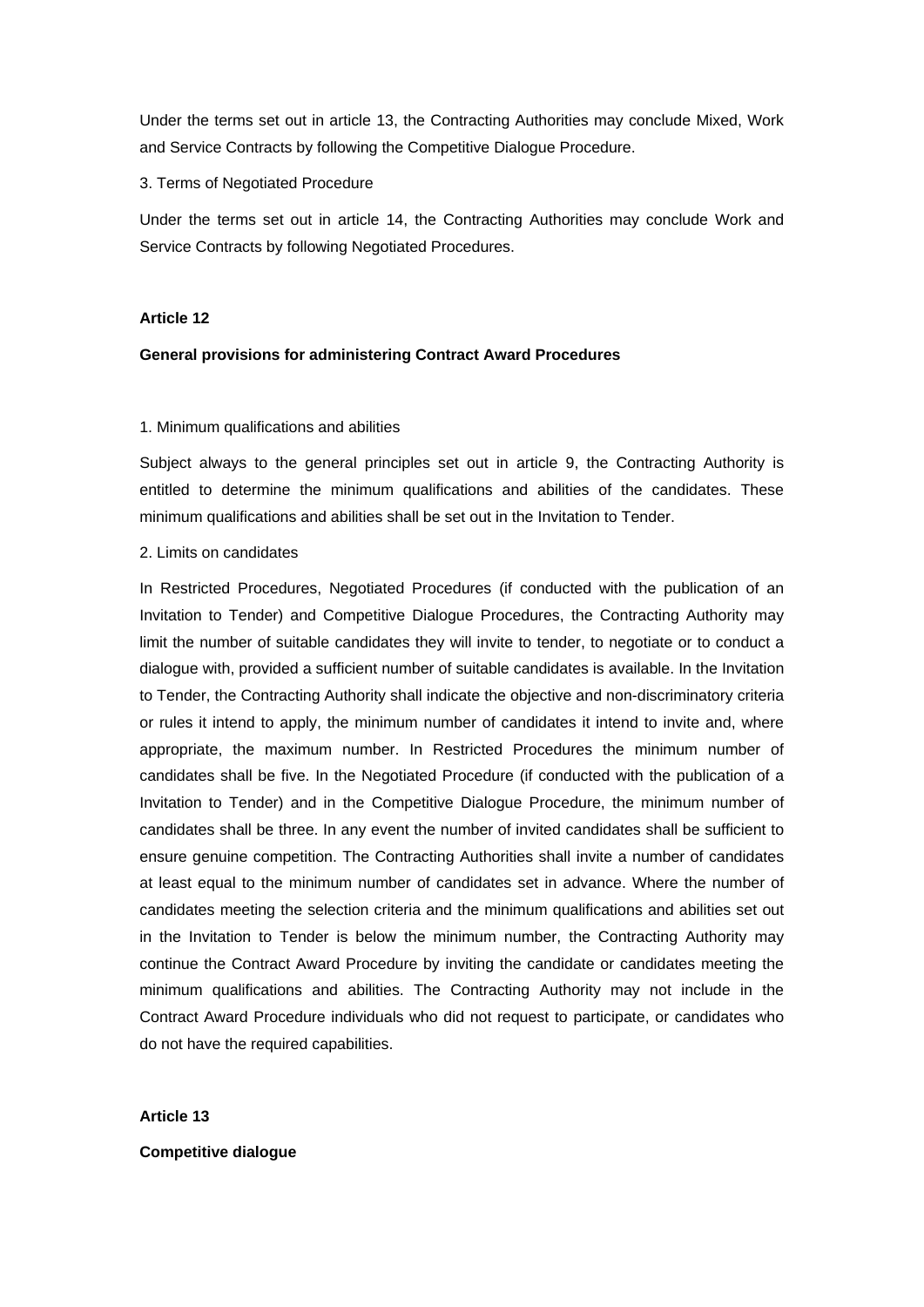Under the terms set out in article 13, the Contracting Authorities may conclude Mixed, Work and Service Contracts by following the Competitive Dialogue Procedure.

3. Terms of Negotiated Procedure

Under the terms set out in article 14, the Contracting Authorities may conclude Work and Service Contracts by following Negotiated Procedures.

**Article 12**

**General provisions for administering Contract Award Procedures**

1. Minimum qualifications and abilities

Subject always to the general principles set out in article 9, the Contracting Authority is entitled to determine the minimum qualifications and abilities of the candidates. These minimum qualifications and abilities shall be set out in the Invitation to Tender.

2. Limits on candidates

In Restricted Procedures, Negotiated Procedures (if conducted with the publication of an Invitation to Tender) and Competitive Dialogue Procedures, the Contracting Authority may limit the number of suitable candidates they will invite to tender, to negotiate or to conduct a dialogue with, provided a sufficient number of suitable candidates is available. In the Invitation to Tender, the Contracting Authority shall indicate the objective and non-discriminatory criteria or rules it intend to apply, the minimum number of candidates it intend to invite and, where appropriate, the maximum number. In Restricted Procedures the minimum number of candidates shall be five. In the Negotiated Procedure (if conducted with the publication of a Invitation to Tender) and in the Competitive Dialogue Procedure, the minimum number of candidates shall be three. In any event the number of invited candidates shall be sufficient to ensure genuine competition. The Contracting Authorities shall invite a number of candidates at least equal to the minimum number of candidates set in advance. Where the number of candidates meeting the selection criteria and the minimum qualifications and abilities set out in the Invitation to Tender is below the minimum number, the Contracting Authority may continue the Contract Award Procedure by inviting the candidate or candidates meeting the minimum qualifications and abilities. The Contracting Authority may not include in the Contract Award Procedure individuals who did not request to participate, or candidates who do not have the required capabilities.

**Article 13**

**Competitive dialogue**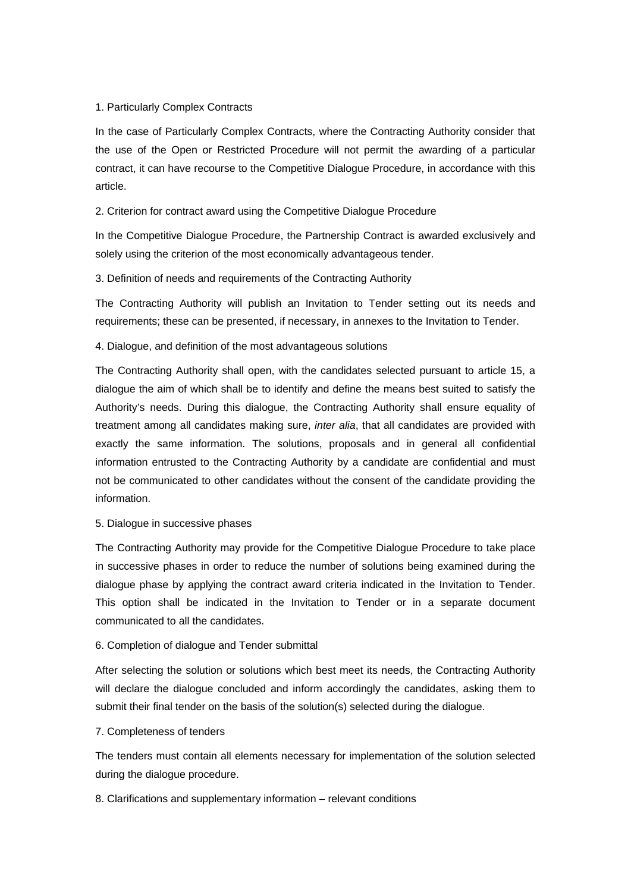1. Particularly Complex Contracts

In the case of Particularly Complex Contracts, where the Contracting Authority consider that the use of the Open or Restricted Procedure will not permit the awarding of a particular contract, it can have recourse to the Competitive Dialogue Procedure, in accordance with this article.

2. Criterion for contract award using the Competitive Dialogue Procedure

In the Competitive Dialogue Procedure, the Partnership Contract is awarded exclusively and solely using the criterion of the most economically advantageous tender.

3. Definition of needs and requirements of the Contracting Authority

The Contracting Authority will publish an Invitation to Tender setting out its needs and requirements; these can be presented, if necessary, in annexes to the Invitation to Tender.

4. Dialogue, and definition of the most advantageous solutions

The Contracting Authority shall open, with the candidates selected pursuant to article 15, a dialogue the aim of which shall be to identify and define the means best suited to satisfy the Authority's needs. During this dialogue, the Contracting Authority shall ensure equality of treatment among all candidates making sure, *inter alia*, that all candidates are provided with exactly the same information. The solutions, proposals and in general all confidential information entrusted to the Contracting Authority by a candidate are confidential and must not be communicated to other candidates without the consent of the candidate providing the information.

5. Dialogue in successive phases

The Contracting Authority may provide for the Competitive Dialogue Procedure to take place in successive phases in order to reduce the number of solutions being examined during the dialogue phase by applying the contract award criteria indicated in the Invitation to Tender. This option shall be indicated in the Invitation to Tender or in a separate document communicated to all the candidates.

6. Completion of dialogue and Tender submittal

After selecting the solution or solutions which best meet its needs, the Contracting Authority will declare the dialogue concluded and inform accordingly the candidates, asking them to submit their final tender on the basis of the solution(s) selected during the dialogue.

7. Completeness of tenders

The tenders must contain all elements necessary for implementation of the solution selected during the dialogue procedure.

8. Clarifications and supplementary information – relevant conditions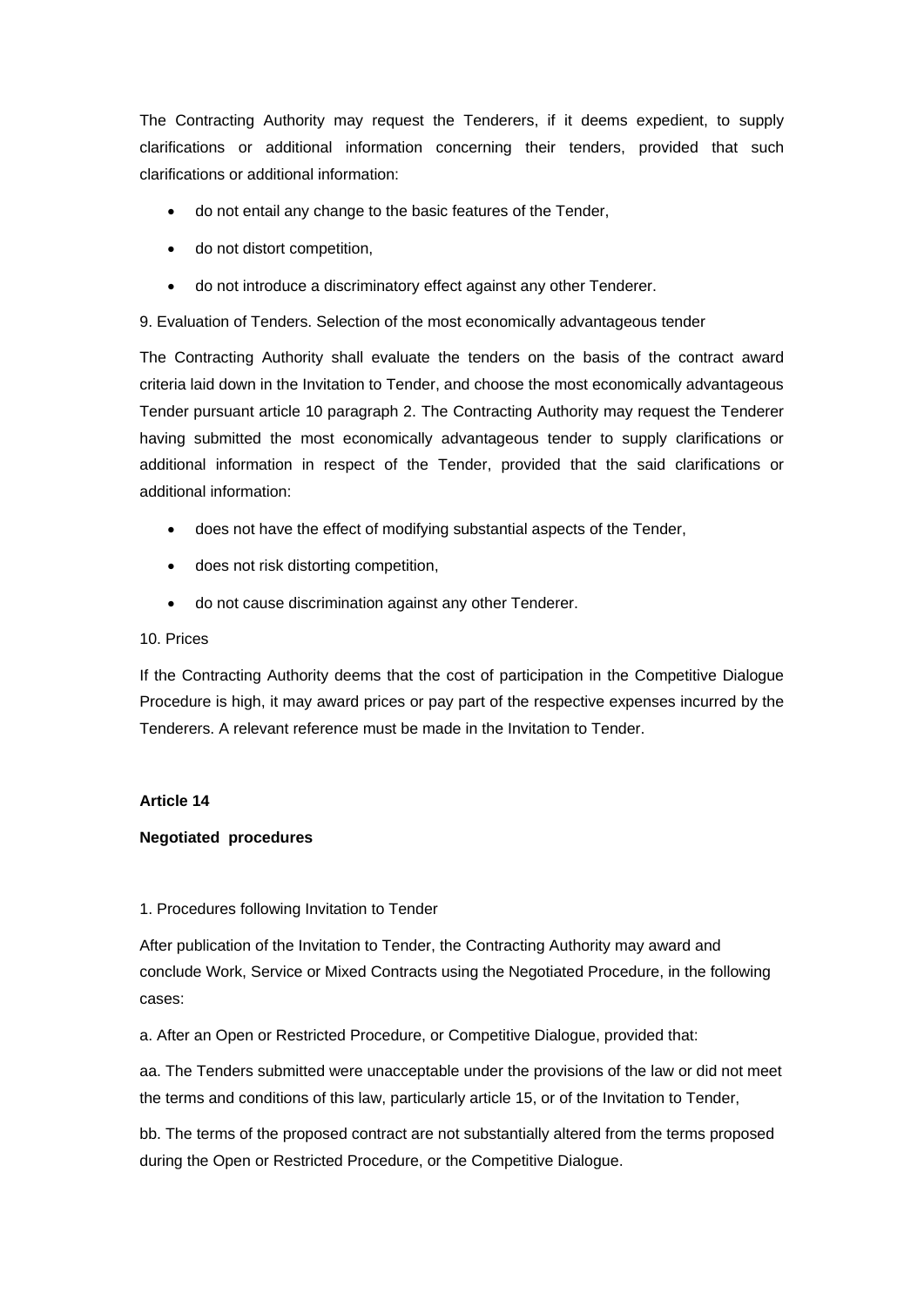The Contracting Authority may request the Tenderers, if it deems expedient, to supply clarifications or additional information concerning their tenders, provided that such clarifications or additional information:

- do not entail any change to the basic features of the Tender,
- do not distort competition,
- do not introduce a discriminatory effect against any other Tenderer.

9. Evaluation of Tenders. Selection of the most economically advantageous tender

The Contracting Authority shall evaluate the tenders on the basis of the contract award criteria laid down in the Invitation to Tender, and choose the most economically advantageous Tender pursuant article 10 paragraph 2. The Contracting Authority may request the Tenderer having submitted the most economically advantageous tender to supply clarifications or additional information in respect of the Tender, provided that the said clarifications or additional information:

- does not have the effect of modifying substantial aspects of the Tender,
- does not risk distorting competition,
- do not cause discrimination against any other Tenderer.

10. Prices

If the Contracting Authority deems that the cost of participation in the Competitive Dialogue Procedure is high, it may award prices or pay part of the respective expenses incurred by the Tenderers. A relevant reference must be made in the Invitation to Tender.

**Article 14**

**Negotiated procedures**

1. Procedures following Invitation to Tender

After publication of the Invitation to Tender, the Contracting Authority may award and conclude Work, Service or Mixed Contracts using the Negotiated Procedure, in the following cases:

a. After an Open or Restricted Procedure, or Competitive Dialogue, provided that:

aa. The Tenders submitted were unacceptable under the provisions of the law or did not meet the terms and conditions of this law, particularly article 15, or of the Invitation to Tender,

bb. The terms of the proposed contract are not substantially altered from the terms proposed during the Open or Restricted Procedure, or the Competitive Dialogue.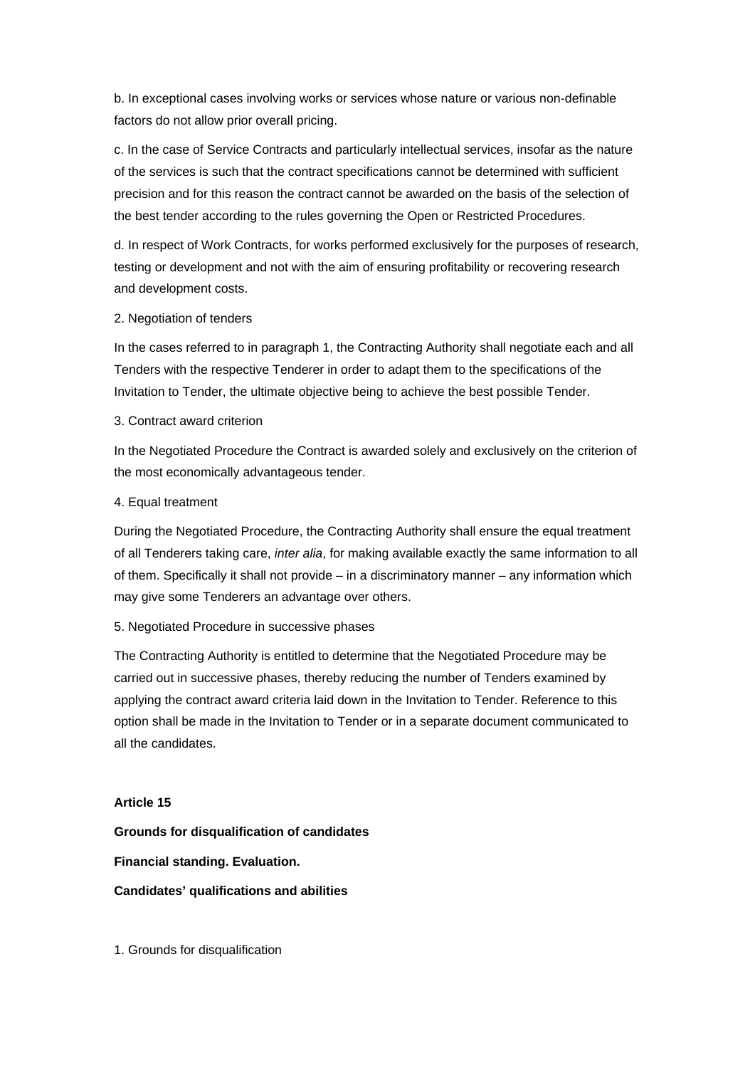b. In exceptional cases involving works or services whose nature or various non-definable factors do not allow prior overall pricing.

c. In the case of Service Contracts and particularly intellectual services, insofar as the nature of the services is such that the contract specifications cannot be determined with sufficient precision and for this reason the contract cannot be awarded on the basis of the selection of the best tender according to the rules governing the Open or Restricted Procedures.

d. In respect of Work Contracts, for works performed exclusively for the purposes of research, testing or development and not with the aim of ensuring profitability or recovering research and development costs.

2. Negotiation of tenders

In the cases referred to in paragraph 1, the Contracting Authority shall negotiate each and all Tenders with the respective Tenderer in order to adapt them to the specifications of the Invitation to Tender, the ultimate objective being to achieve the best possible Tender.

3. Contract award criterion

In the Negotiated Procedure the Contract is awarded solely and exclusively on the criterion of the most economically advantageous tender.

4. Equal treatment

During the Negotiated Procedure, the Contracting Authority shall ensure the equal treatment of all Tenderers taking care, *inter alia*, for making available exactly the same information to all of them. Specifically it shall not provide – in a discriminatory manner – any information which may give some Tenderers an advantage over others.

5. Negotiated Procedure in successive phases

The Contracting Authority is entitled to determine that the Negotiated Procedure may be carried out in successive phases, thereby reducing the number of Tenders examined by applying the contract award criteria laid down in the Invitation to Tender. Reference to this option shall be made in the Invitation to Tender or in a separate document communicated to all the candidates.

**Article 15**

**Grounds for disqualification of candidates**

**Financial standing. Evaluation.**

**Candidates' qualifications and abilities**

1. Grounds for disqualification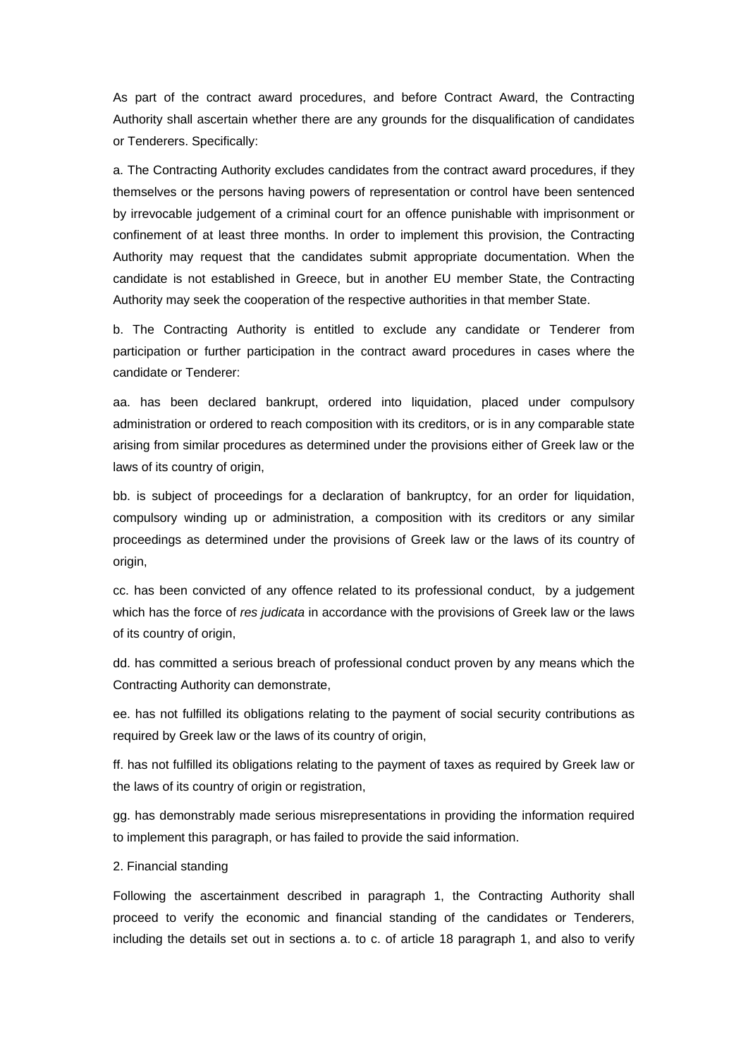As part of the contract award procedures, and before Contract Award, the Contracting Authority shall ascertain whether there are any grounds for the disqualification of candidates or Tenderers. Specifically:

a. The Contracting Authority excludes candidates from the contract award procedures, if they themselves or the persons having powers of representation or control have been sentenced by irrevocable judgement of a criminal court for an offence punishable with imprisonment or confinement of at least three months. In order to implement this provision, the Contracting Authority may request that the candidates submit appropriate documentation. When the candidate is not established in Greece, but in another EU member State, the Contracting Authority may seek the cooperation of the respective authorities in that member State.

b. The Contracting Authority is entitled to exclude any candidate or Tenderer from participation or further participation in the contract award procedures in cases where the candidate or Tenderer:

aa. has been declared bankrupt, ordered into liquidation, placed under compulsory administration or ordered to reach composition with its creditors, or is in any comparable state arising from similar procedures as determined under the provisions either of Greek law or the laws of its country of origin,

bb. is subject of proceedings for a declaration of bankruptcy, for an order for liquidation, compulsory winding up or administration, a composition with its creditors or any similar proceedings as determined under the provisions of Greek law or the laws of its country of origin,

cc. has been convicted of any offence related to its professional conduct, by a judgement which has the force of *res judicata* in accordance with the provisions of Greek law or the laws of its country of origin,

dd. has committed a serious breach of professional conduct proven by any means which the Contracting Authority can demonstrate,

ee. has not fulfilled its obligations relating to the payment of social security contributions as required by Greek law or the laws of its country of origin,

ff. has not fulfilled its obligations relating to the payment of taxes as required by Greek law or the laws of its country of origin or registration,

gg. has demonstrably made serious misrepresentations in providing the information required to implement this paragraph, or has failed to provide the said information.

2. Financial standing

Following the ascertainment described in paragraph 1, the Contracting Authority shall proceed to verify the economic and financial standing of the candidates or Tenderers, including the details set out in sections a. to c. of article 18 paragraph 1, and also to verify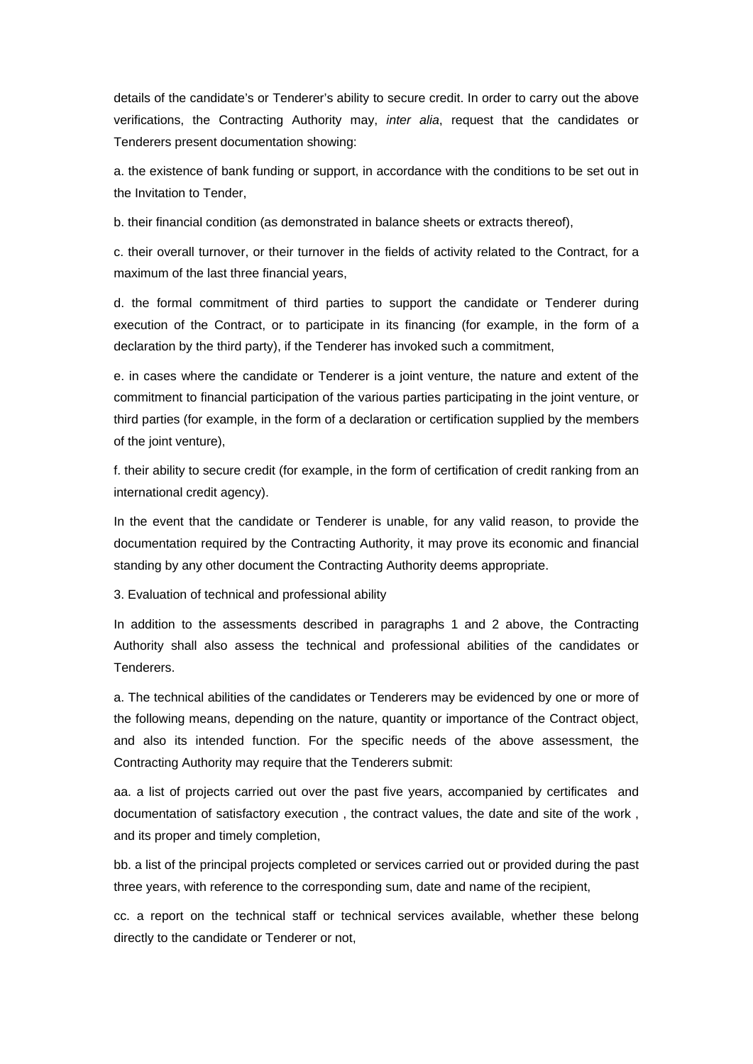details of the candidate's or Tenderer's ability to secure credit. In order to carry out the above verifications, the Contracting Authority may, *inter alia*, request that the candidates or Tenderers present documentation showing:

a. the existence of bank funding or support, in accordance with the conditions to be set out in the Invitation to Tender,

b. their financial condition (as demonstrated in balance sheets or extracts thereof),

c. their overall turnover, or their turnover in the fields of activity related to the Contract, for a maximum of the last three financial years,

d. the formal commitment of third parties to support the candidate or Tenderer during execution of the Contract, or to participate in its financing (for example, in the form of a declaration by the third party), if the Tenderer has invoked such a commitment,

e. in cases where the candidate or Tenderer is a joint venture, the nature and extent of the commitment to financial participation of the various parties participating in the joint venture, or third parties (for example, in the form of a declaration or certification supplied by the members of the joint venture),

f. their ability to secure credit (for example, in the form of certification of credit ranking from an international credit agency).

In the event that the candidate or Tenderer is unable, for any valid reason, to provide the documentation required by the Contracting Authority, it may prove its economic and financial standing by any other document the Contracting Authority deems appropriate.

3. Evaluation of technical and professional ability

In addition to the assessments described in paragraphs 1 and 2 above, the Contracting Authority shall also assess the technical and professional abilities of the candidates or Tenderers.

a. The technical abilities of the candidates or Tenderers may be evidenced by one or more of the following means, depending on the nature, quantity or importance of the Contract object, and also its intended function. For the specific needs of the above assessment, the Contracting Authority may require that the Tenderers submit:

aa. a list of projects carried out over the past five years, accompanied by certificates and documentation of satisfactory execution , the contract values, the date and site of the work , and its proper and timely completion,

bb. a list of the principal projects completed or services carried out or provided during the past three years, with reference to the corresponding sum, date and name of the recipient,

cc. a report on the technical staff or technical services available, whether these belong directly to the candidate or Tenderer or not,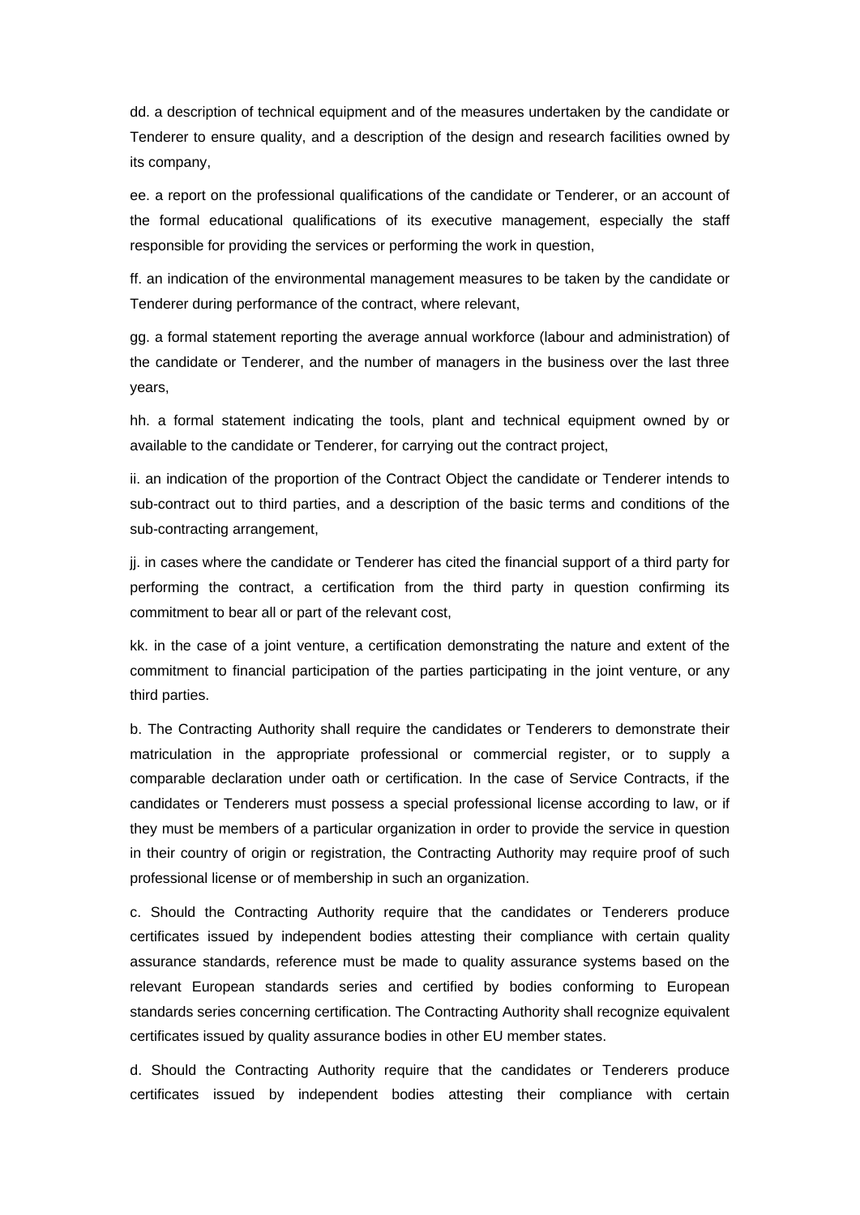dd. a description of technical equipment and of the measures undertaken by the candidate or Tenderer to ensure quality, and a description of the design and research facilities owned by its company,

ee. a report on the professional qualifications of the candidate or Tenderer, or an account of the formal educational qualifications of its executive management, especially the staff responsible for providing the services or performing the work in question,

ff. an indication of the environmental management measures to be taken by the candidate or Tenderer during performance of the contract, where relevant,

gg. a formal statement reporting the average annual workforce (labour and administration) of the candidate or Tenderer, and the number of managers in the business over the last three years,

hh. a formal statement indicating the tools, plant and technical equipment owned by or available to the candidate or Tenderer, for carrying out the contract project,

ii. an indication of the proportion of the Contract Object the candidate or Tenderer intends to sub-contract out to third parties, and a description of the basic terms and conditions of the sub-contracting arrangement,

jj. in cases where the candidate or Tenderer has cited the financial support of a third party for performing the contract, a certification from the third party in question confirming its commitment to bear all or part of the relevant cost,

kk. in the case of a joint venture, a certification demonstrating the nature and extent of the commitment to financial participation of the parties participating in the joint venture, or any third parties.

b. The Contracting Authority shall require the candidates or Tenderers to demonstrate their matriculation in the appropriate professional or commercial register, or to supply a comparable declaration under oath or certification. In the case of Service Contracts, if the candidates or Tenderers must possess a special professional license according to law, or if they must be members of a particular organization in order to provide the service in question in their country of origin or registration, the Contracting Authority may require proof of such professional license or of membership in such an organization.

c. Should the Contracting Authority require that the candidates or Tenderers produce certificates issued by independent bodies attesting their compliance with certain quality assurance standards, reference must be made to quality assurance systems based on the relevant European standards series and certified by bodies conforming to European standards series concerning certification. The Contracting Authority shall recognize equivalent certificates issued by quality assurance bodies in other EU member states.

d. Should the Contracting Authority require that the candidates or Tenderers produce certificates issued by independent bodies attesting their compliance with certain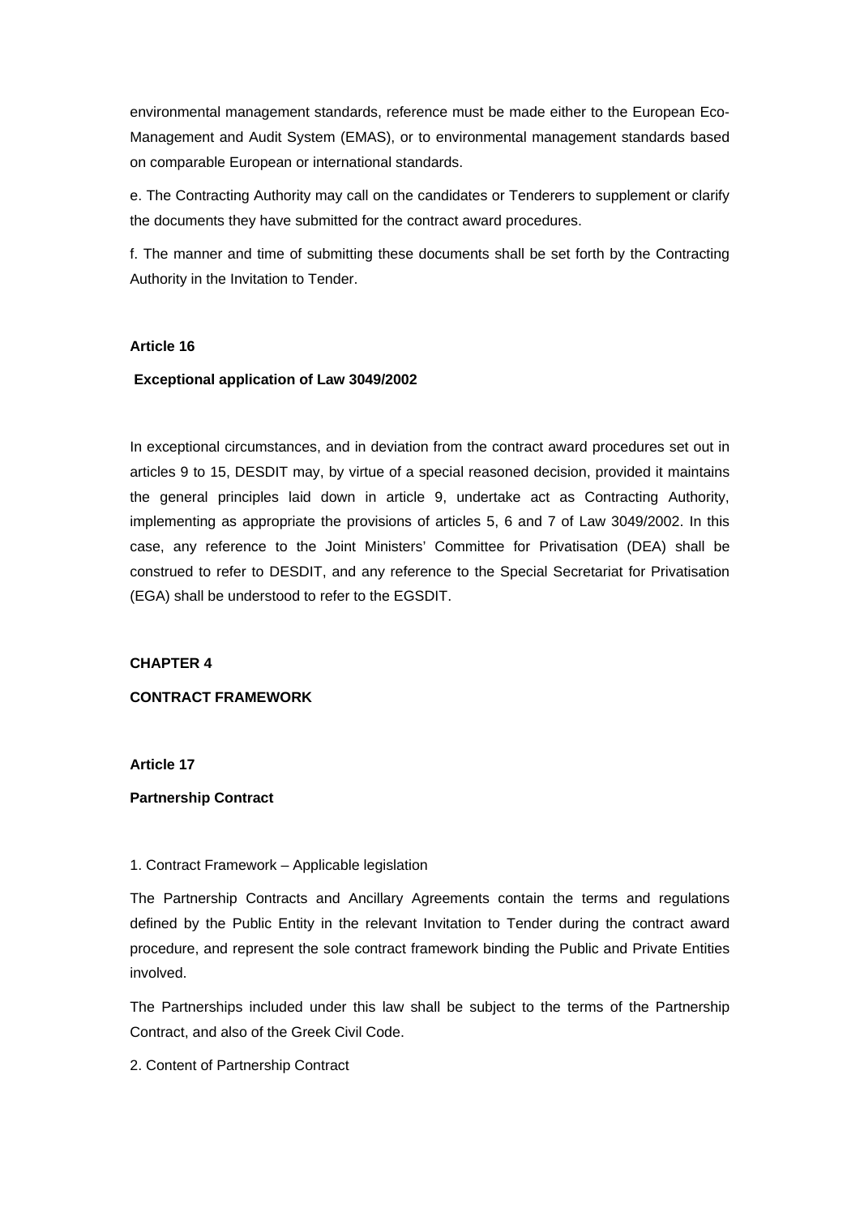environmental management standards, reference must be made either to the European Eco-Management and Audit System (EMAS), or to environmental management standards based on comparable European or international standards.

e. The Contracting Authority may call on the candidates or Tenderers to supplement or clarify the documents they have submitted for the contract award procedures.

f. The manner and time of submitting these documents shall be set forth by the Contracting Authority in the Invitation to Tender.

**Article 16**

**Exceptional application of Law 3049/2002**

In exceptional circumstances, and in deviation from the contract award procedures set out in articles 9 to 15, DESDIT may, by virtue of a special reasoned decision, provided it maintains the general principles laid down in article 9, undertake act as Contracting Authority, implementing as appropriate the provisions of articles 5, 6 and 7 of Law 3049/2002. In this case, any reference to the Joint Ministers' Committee for Privatisation (DEA) shall be construed to refer to DESDIT, and any reference to the Special Secretariat for Privatisation (EGA) shall be understood to refer to the EGSDIT.

**CHAPTER 4**

**CONTRACT FRAMEWORK**

**Article 17**

**Partnership Contract**

1. Contract Framework – Applicable legislation

The Partnership Contracts and Ancillary Agreements contain the terms and regulations defined by the Public Entity in the relevant Invitation to Tender during the contract award procedure, and represent the sole contract framework binding the Public and Private Entities involved.

The Partnerships included under this law shall be subject to the terms of the Partnership Contract, and also of the Greek Civil Code.

2. Content of Partnership Contract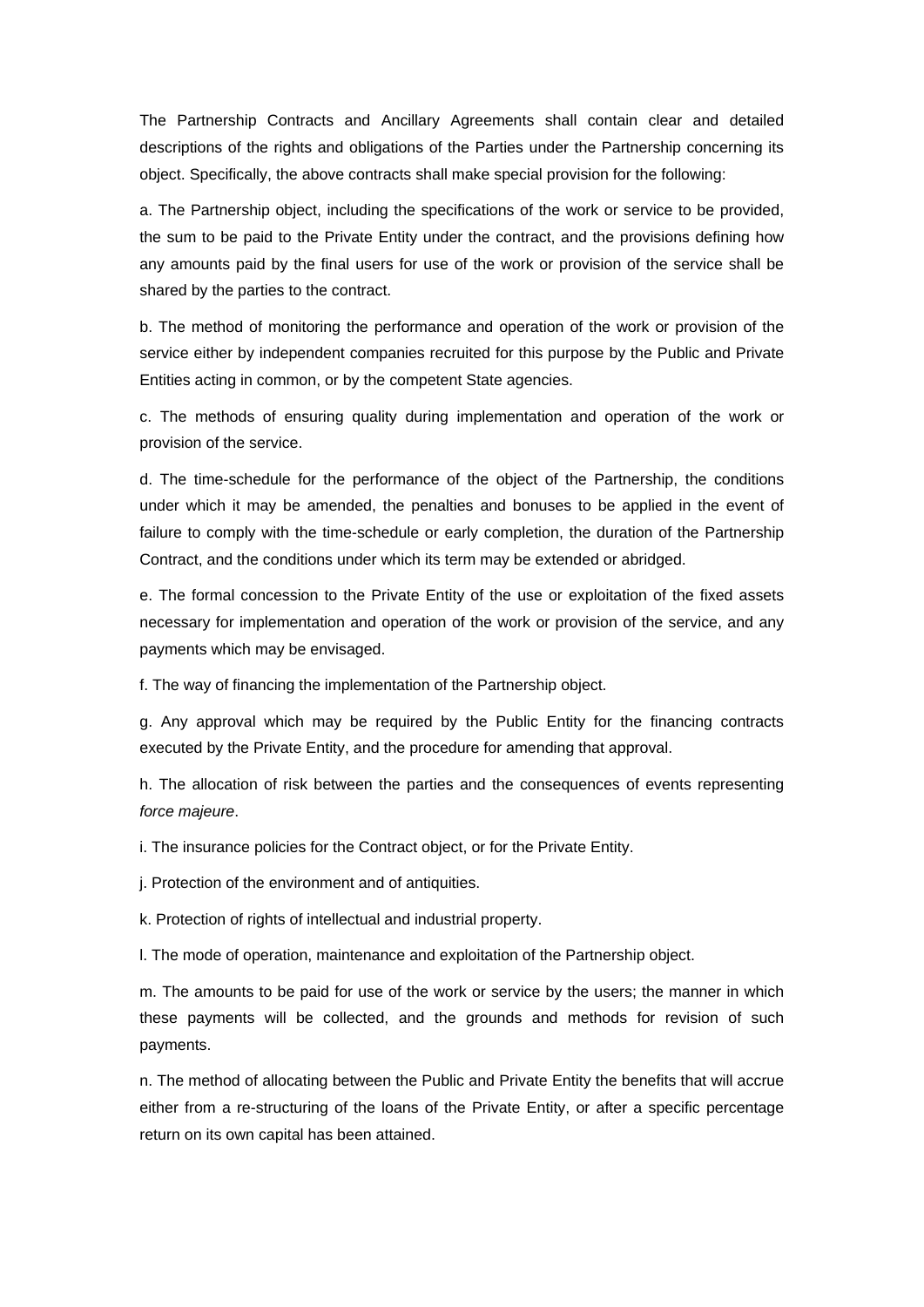The Partnership Contracts and Ancillary Agreements shall contain clear and detailed descriptions of the rights and obligations of the Parties under the Partnership concerning its object. Specifically, the above contracts shall make special provision for the following:

a. The Partnership object, including the specifications of the work or service to be provided, the sum to be paid to the Private Entity under the contract, and the provisions defining how any amounts paid by the final users for use of the work or provision of the service shall be shared by the parties to the contract.

b. The method of monitoring the performance and operation of the work or provision of the service either by independent companies recruited for this purpose by the Public and Private Entities acting in common, or by the competent State agencies.

c. The methods of ensuring quality during implementation and operation of the work or provision of the service.

d. The time-schedule for the performance of the object of the Partnership, the conditions under which it may be amended, the penalties and bonuses to be applied in the event of failure to comply with the time-schedule or early completion, the duration of the Partnership Contract, and the conditions under which its term may be extended or abridged.

e. The formal concession to the Private Entity of the use or exploitation of the fixed assets necessary for implementation and operation of the work or provision of the service, and any payments which may be envisaged.

f. The way of financing the implementation of the Partnership object.

g. Any approval which may be required by the Public Entity for the financing contracts executed by the Private Entity, and the procedure for amending that approval.

h. The allocation of risk between the parties and the consequences of events representing *force majeure*.

i. The insurance policies for the Contract object, or for the Private Entity.

j. Protection of the environment and of antiquities.

k. Protection of rights of intellectual and industrial property.

l. The mode of operation, maintenance and exploitation of the Partnership object.

m. The amounts to be paid for use of the work or service by the users; the manner in which these payments will be collected, and the grounds and methods for revision of such payments.

n. The method of allocating between the Public and Private Entity the benefits that will accrue either from a re-structuring of the loans of the Private Entity, or after a specific percentage return on its own capital has been attained.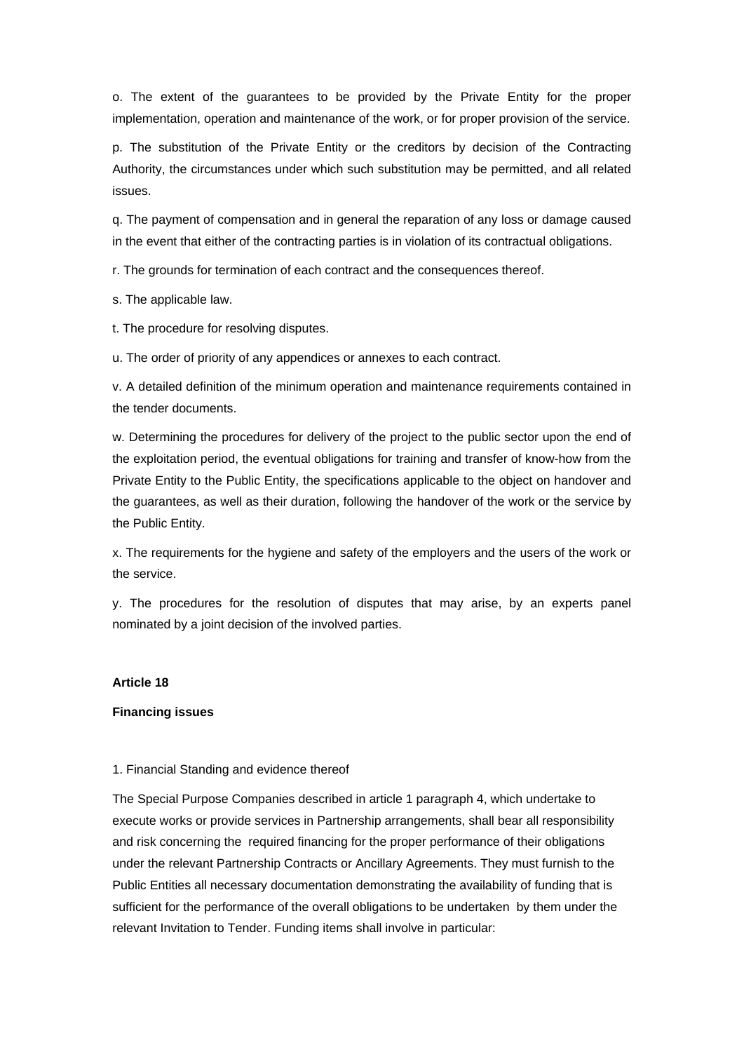o. The extent of the guarantees to be provided by the Private Entity for the proper implementation, operation and maintenance of the work, or for proper provision of the service.

p. The substitution of the Private Entity or the creditors by decision of the Contracting Authority, the circumstances under which such substitution may be permitted, and all related issues.

q. The payment of compensation and in general the reparation of any loss or damage caused in the event that either of the contracting parties is in violation of its contractual obligations.

r. The grounds for termination of each contract and the consequences thereof.

s. The applicable law.

t. The procedure for resolving disputes.

u. The order of priority of any appendices or annexes to each contract.

v. A detailed definition of the minimum operation and maintenance requirements contained in the tender documents.

w. Determining the procedures for delivery of the project to the public sector upon the end of the exploitation period, the eventual obligations for training and transfer of know-how from the Private Entity to the Public Entity, the specifications applicable to the object on handover and the guarantees, as well as their duration, following the handover of the work or the service by the Public Entity.

x. The requirements for the hygiene and safety of the employers and the users of the work or the service.

y. The procedures for the resolution of disputes that may arise, by an experts panel nominated by a joint decision of the involved parties.

**Article 18**

**Financing issues**

1. Financial Standing and evidence thereof

The Special Purpose Companies described in article 1 paragraph 4, which undertake to execute works or provide services in Partnership arrangements, shall bear all responsibility and risk concerning the required financing for the proper performance of their obligations under the relevant Partnership Contracts or Ancillary Agreements. They must furnish to the Public Entities all necessary documentation demonstrating the availability of funding that is sufficient for the performance of the overall obligations to be undertaken by them under the relevant Invitation to Tender. Funding items shall involve in particular: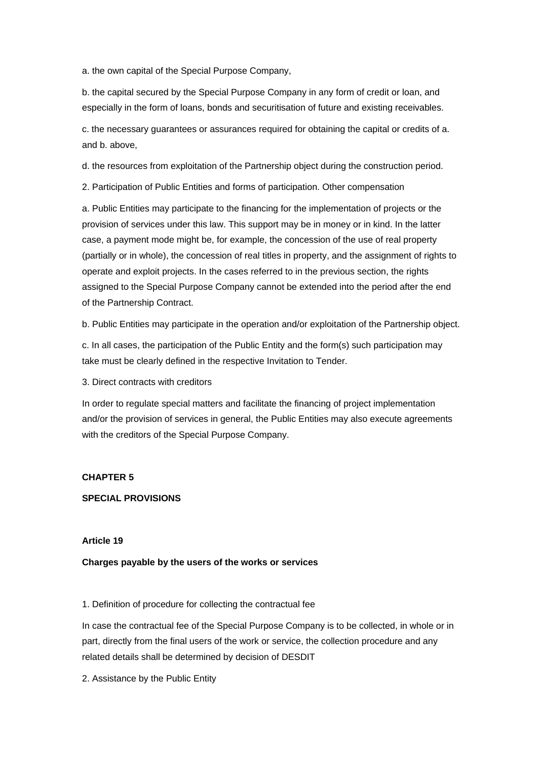a. the own capital of the Special Purpose Company,

b. the capital secured by the Special Purpose Company in any form of credit or loan, and especially in the form of loans, bonds and securitisation of future and existing receivables.

c. the necessary guarantees or assurances required for obtaining the capital or credits of a. and b. above,

d. the resources from exploitation of the Partnership object during the construction period.

2. Participation of Public Entities and forms of participation. Other compensation

a. Public Entities may participate to the financing for the implementation of projects or the provision of services under this law. This support may be in money or in kind. In the latter case, a payment mode might be, for example, the concession of the use of real property (partially or in whole), the concession of real titles in property, and the assignment of rights to operate and exploit projects. In the cases referred to in the previous section, the rights assigned to the Special Purpose Company cannot be extended into the period after the end of the Partnership Contract.

b. Public Entities may participate in the operation and/or exploitation of the Partnership object.

c. In all cases, the participation of the Public Entity and the form(s) such participation may take must be clearly defined in the respective Invitation to Tender.

3. Direct contracts with creditors

In order to regulate special matters and facilitate the financing of project implementation and/or the provision of services in general, the Public Entities may also execute agreements with the creditors of the Special Purpose Company.

## CHAPTER 5

## SPECIAL PROVISIONS

### Article 19

### Charges payable by the users of the works or services

1. Definition of procedure for collecting the contractual fee

In case the contractual fee of the Special Purpose Company is to be collected, in whole or in part, directly from the final users of the work or service, the collection procedure and any related details shall be determined by decision of DESDIT

2. Assistance by the Public Entity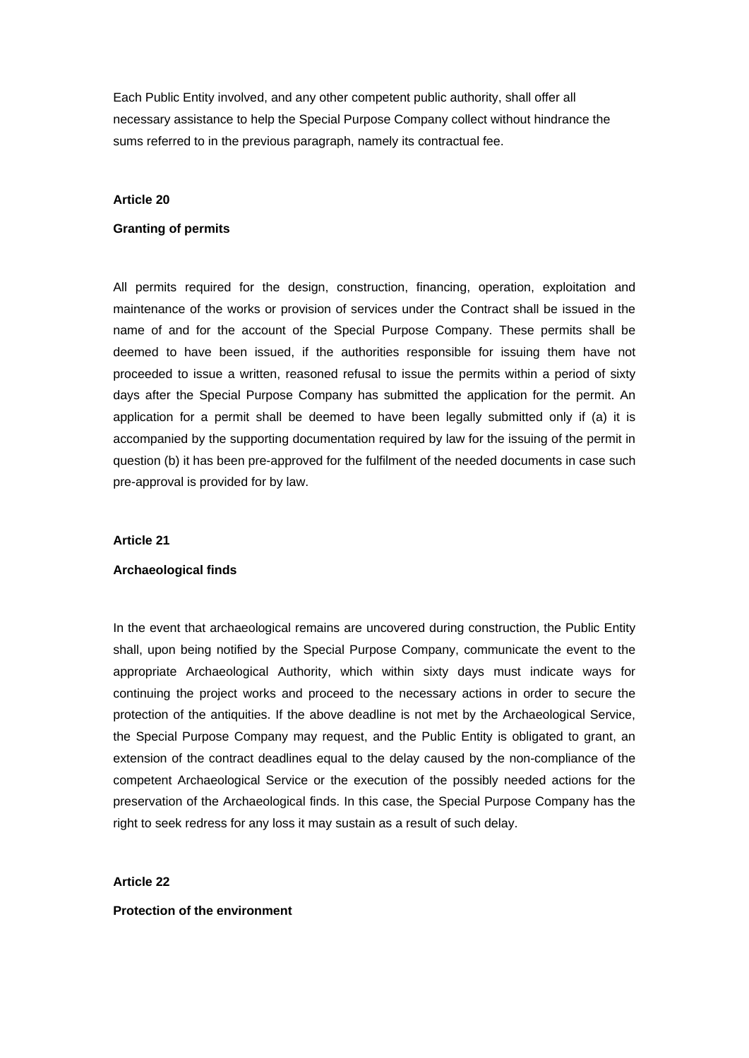Each Public Entity involved, and any other competent public authority, shall offer all necessary assistance to help the Special Purpose Company collect without hindrance the sums referred to in the previous paragraph, namely its contractual fee.

**Article 20**

**Granting of permits**

All permits required for the design, construction, financing, operation, exploitation and maintenance of the works or provision of services under the Contract shall be issued in the name of and for the account of the Special Purpose Company. These permits shall be deemed to have been issued, if the authorities responsible for issuing them have not proceeded to issue a written, reasoned refusal to issue the permits within a period of sixty days after the Special Purpose Company has submitted the application for the permit. An application for a permit shall be deemed to have been legally submitted only if (a) it is accompanied by the supporting documentation required by law for the issuing of the permit in question (b) it has been pre-approved for the fulfilment of the needed documents in case such pre-approval is provided for by law.

**Article 21**

**Archaeological finds**

In the event that archaeological remains are uncovered during construction, the Public Entity shall, upon being notified by the Special Purpose Company, communicate the event to the appropriate Archaeological Authority, which within sixty days must indicate ways for continuing the project works and proceed to the necessary actions in order to secure the protection of the antiquities. If the above deadline is not met by the Archaeological Service, the Special Purpose Company may request, and the Public Entity is obligated to grant, an extension of the contract deadlines equal to the delay caused by the non-compliance of the competent Archaeological Service or the execution of the possibly needed actions for the preservation of the Archaeological finds. In this case, the Special Purpose Company has the right to seek redress for any loss it may sustain as a result of such delay.

**Article 22**

**Protection of the environment**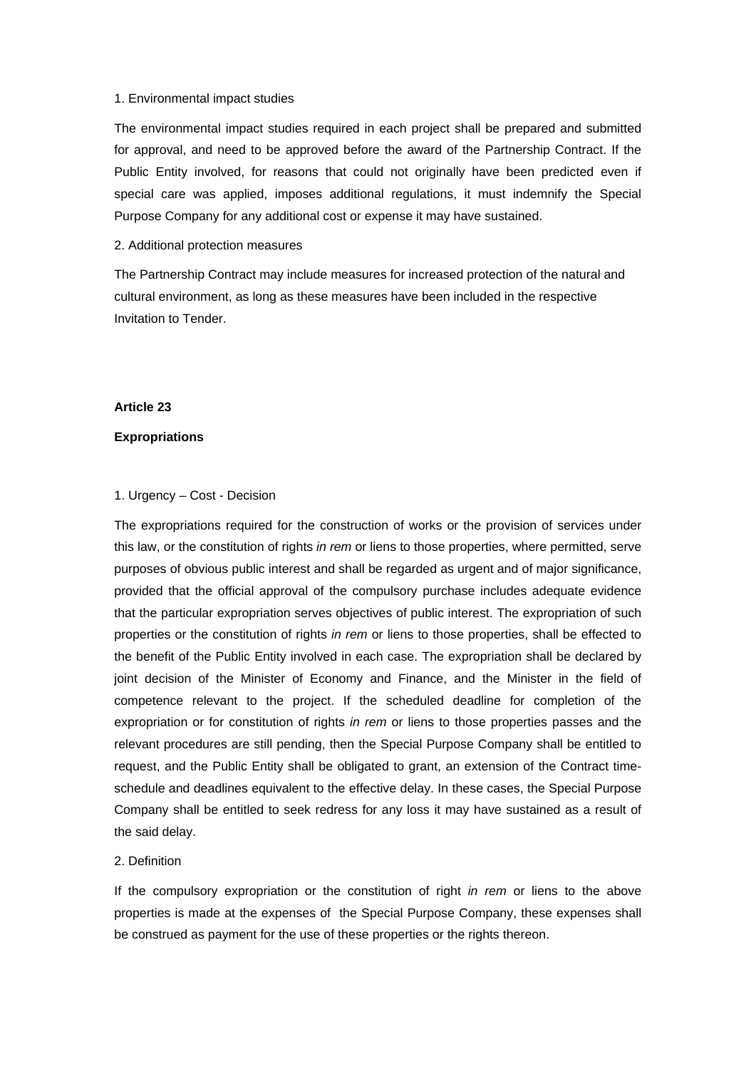1. Environmental impact studies

The environmental impact studies required in each project shall be prepared and submitted for approval, and need to be approved before the award of the Partnership Contract. If the Public Entity involved, for reasons that could not originally have been predicted even if special care was applied, imposes additional regulations, it must indemnify the Special Purpose Company for any additional cost or expense it may have sustained.

2. Additional protection measures

The Partnership Contract may include measures for increased protection of the natural and cultural environment, as long as these measures have been included in the respective Invitation to Tender.

**Article 23**

**Expropriations**

1. Urgency – Cost - Decision

The expropriations required for the construction of works or the provision of services under this law, or the constitution of rights *in rem* or liens to those properties, where permitted, serve purposes of obvious public interest and shall be regarded as urgent and of major significance, provided that the official approval of the compulsory purchase includes adequate evidence that the particular expropriation serves objectives of public interest. The expropriation of such properties or the constitution of rights *in rem* or liens to those properties, shall be effected to the benefit of the Public Entity involved in each case. The expropriation shall be declared by joint decision of the Minister of Economy and Finance, and the Minister in the field of competence relevant to the project. If the scheduled deadline for completion of the expropriation or for constitution of rights *in rem* or liens to those properties passes and the relevant procedures are still pending, then the Special Purpose Company shall be entitled to request, and the Public Entity shall be obligated to grant, an extension of the Contract time-schedule and deadlines equivalent to the effective delay. In these cases, the Special Purpose Company shall be entitled to seek redress for any loss it may have sustained as a result of the said delay.

2. Definition

If the compulsory expropriation or the constitution of right *in rem* or liens to the above properties is made at the expenses of the Special Purpose Company, these expenses shall be construed as payment for the use of these properties or the rights thereon.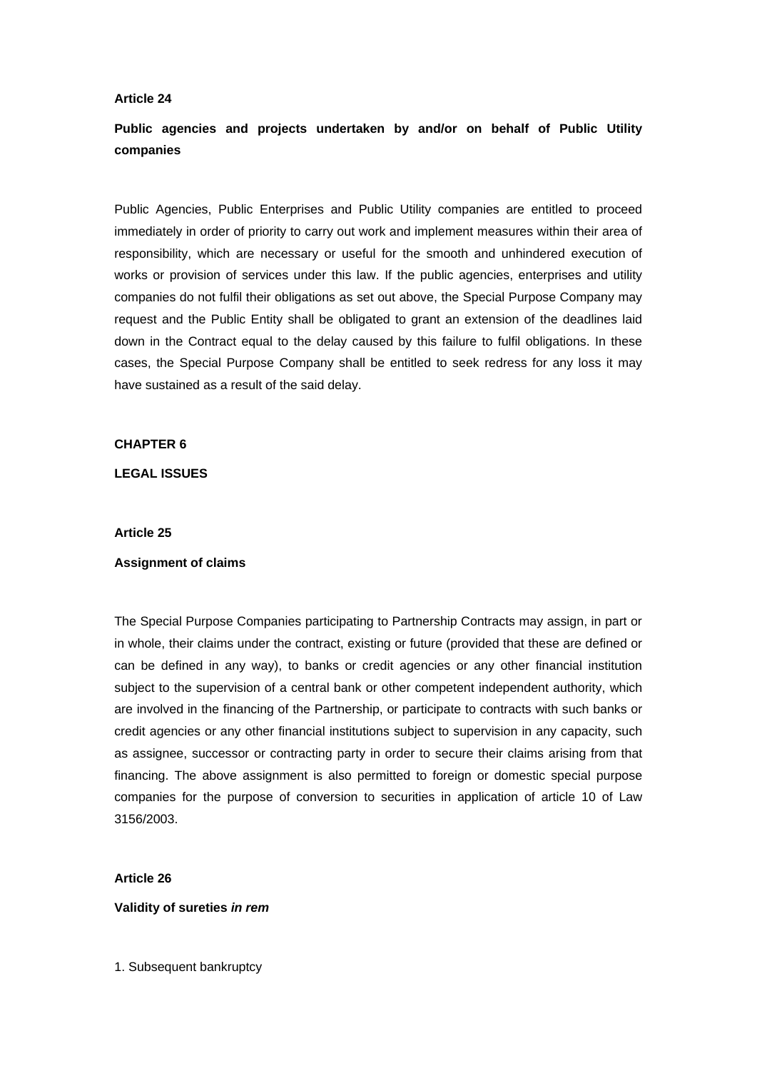**Article 24**

**Public agencies and projects undertaken by and/or on behalf of Public Utility companies**

Public Agencies, Public Enterprises and Public Utility companies are entitled to proceed immediately in order of priority to carry out work and implement measures within their area of responsibility, which are necessary or useful for the smooth and unhindered execution of works or provision of services under this law. If the public agencies, enterprises and utility companies do not fulfil their obligations as set out above, the Special Purpose Company may request and the Public Entity shall be obligated to grant an extension of the deadlines laid down in the Contract equal to the delay caused by this failure to fulfil obligations. In these cases, the Special Purpose Company shall be entitled to seek redress for any loss it may have sustained as a result of the said delay.

## CHAPTER 6

## LEGAL ISSUES

**Article 25**

**Assignment of claims**

The Special Purpose Companies participating to Partnership Contracts may assign, in part or in whole, their claims under the contract, existing or future (provided that these are defined or can be defined in any way), to banks or credit agencies or any other financial institution subject to the supervision of a central bank or other competent independent authority, which are involved in the financing of the Partnership, or participate to contracts with such banks or credit agencies or any other financial institutions subject to supervision in any capacity, such as assignee, successor or contracting party in order to secure their claims arising from that financing. The above assignment is also permitted to foreign or domestic special purpose companies for the purpose of conversion to securities in application of article 10 of Law 3156/2003.

**Article 26**

**Validity of sureties *in rem***

1. Subsequent bankruptcy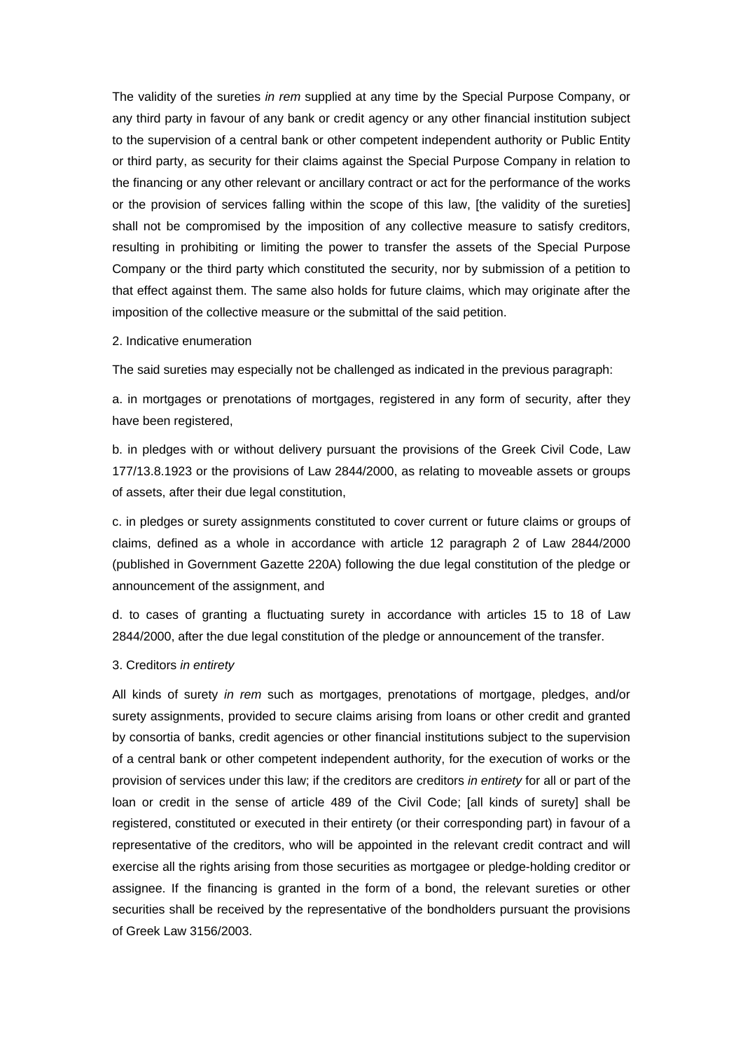The validity of the sureties *in rem* supplied at any time by the Special Purpose Company, or any third party in favour of any bank or credit agency or any other financial institution subject to the supervision of a central bank or other competent independent authority or Public Entity or third party, as security for their claims against the Special Purpose Company in relation to the financing or any other relevant or ancillary contract or act for the performance of the works or the provision of services falling within the scope of this law, [the validity of the sureties] shall not be compromised by the imposition of any collective measure to satisfy creditors, resulting in prohibiting or limiting the power to transfer the assets of the Special Purpose Company or the third party which constituted the security, nor by submission of a petition to that effect against them. The same also holds for future claims, which may originate after the imposition of the collective measure or the submittal of the said petition.

2. Indicative enumeration

The said sureties may especially not be challenged as indicated in the previous paragraph:

a. in mortgages or prenotations of mortgages, registered in any form of security, after they have been registered,

b. in pledges with or without delivery pursuant the provisions of the Greek Civil Code, Law 177/13.8.1923 or the provisions of Law 2844/2000, as relating to moveable assets or groups of assets, after their due legal constitution,

c. in pledges or surety assignments constituted to cover current or future claims or groups of claims, defined as a whole in accordance with article 12 paragraph 2 of Law 2844/2000 (published in Government Gazette 220A) following the due legal constitution of the pledge or announcement of the assignment, and

d. to cases of granting a fluctuating surety in accordance with articles 15 to 18 of Law 2844/2000, after the due legal constitution of the pledge or announcement of the transfer.

3. Creditors *in entirety*

All kinds of surety *in rem* such as mortgages, prenotations of mortgage, pledges, and/or surety assignments, provided to secure claims arising from loans or other credit and granted by consortia of banks, credit agencies or other financial institutions subject to the supervision of a central bank or other competent independent authority, for the execution of works or the provision of services under this law; if the creditors are creditors *in entirety* for all or part of the loan or credit in the sense of article 489 of the Civil Code; [all kinds of surety] shall be registered, constituted or executed in their entirety (or their corresponding part) in favour of a representative of the creditors, who will be appointed in the relevant credit contract and will exercise all the rights arising from those securities as mortgagee or pledge-holding creditor or assignee. If the financing is granted in the form of a bond, the relevant sureties or other securities shall be received by the representative of the bondholders pursuant the provisions of Greek Law 3156/2003.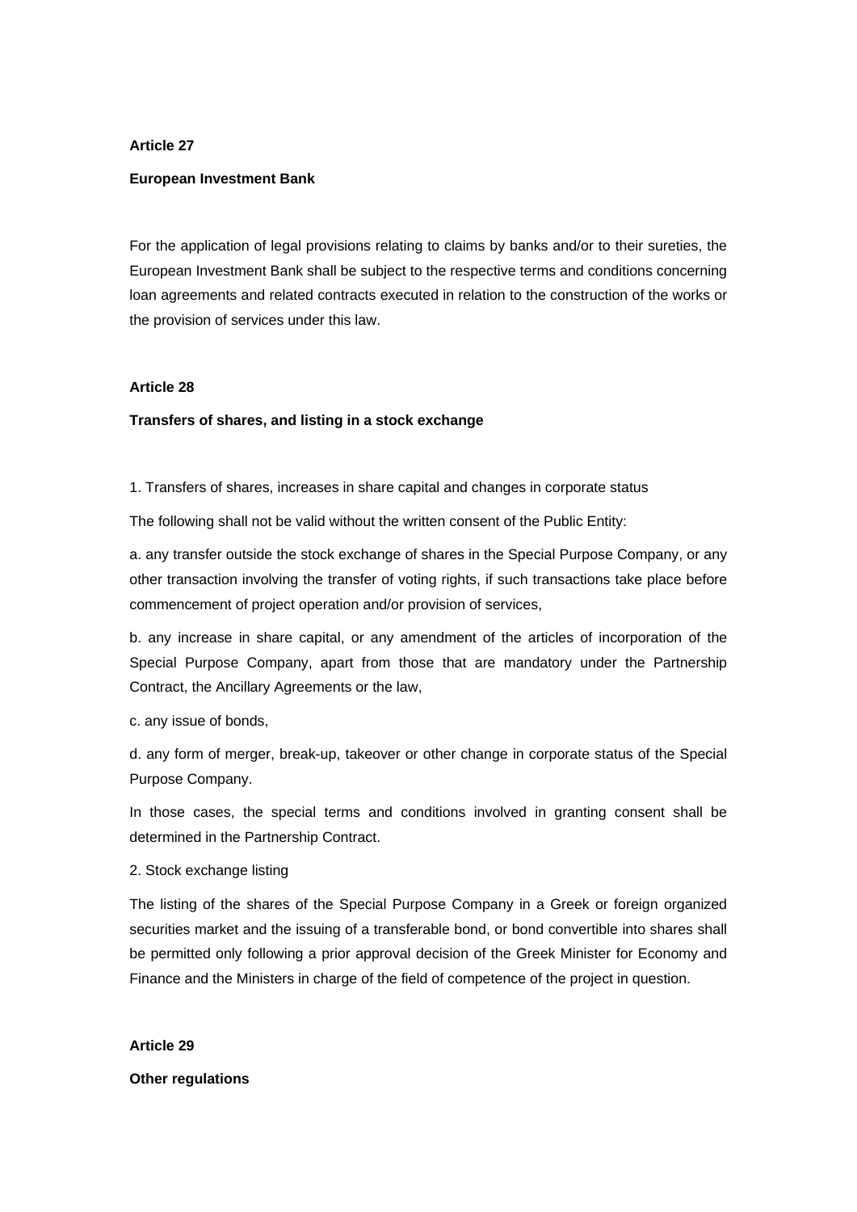**Article 27**

**European Investment Bank**

For the application of legal provisions relating to claims by banks and/or to their sureties, the European Investment Bank shall be subject to the respective terms and conditions concerning loan agreements and related contracts executed in relation to the construction of the works or the provision of services under this law.

**Article 28**

**Transfers of shares, and listing in a stock exchange**

1. Transfers of shares, increases in share capital and changes in corporate status

The following shall not be valid without the written consent of the Public Entity:

a. any transfer outside the stock exchange of shares in the Special Purpose Company, or any other transaction involving the transfer of voting rights, if such transactions take place before commencement of project operation and/or provision of services,

b. any increase in share capital, or any amendment of the articles of incorporation of the Special Purpose Company, apart from those that are mandatory under the Partnership Contract, the Ancillary Agreements or the law,

c. any issue of bonds,

d. any form of merger, break-up, takeover or other change in corporate status of the Special Purpose Company.

In those cases, the special terms and conditions involved in granting consent shall be determined in the Partnership Contract.

2. Stock exchange listing

The listing of the shares of the Special Purpose Company in a Greek or foreign organized securities market and the issuing of a transferable bond, or bond convertible into shares shall be permitted only following a prior approval decision of the Greek Minister for Economy and Finance and the Ministers in charge of the field of competence of the project in question.

**Article 29**

**Other regulations**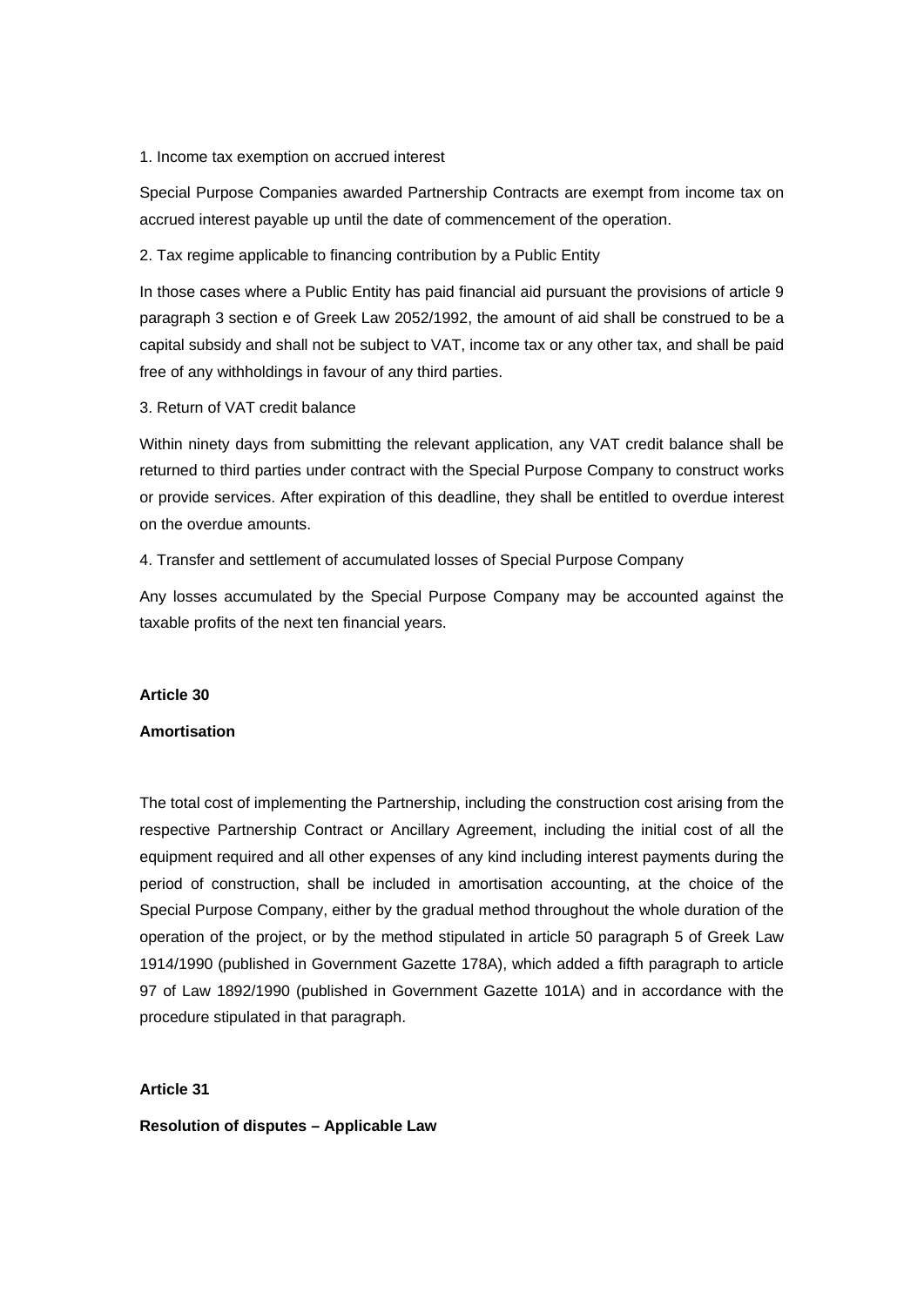1. Income tax exemption on accrued interest

Special Purpose Companies awarded Partnership Contracts are exempt from income tax on accrued interest payable up until the date of commencement of the operation.

2. Tax regime applicable to financing contribution by a Public Entity

In those cases where a Public Entity has paid financial aid pursuant the provisions of article 9 paragraph 3 section e of Greek Law 2052/1992, the amount of aid shall be construed to be a capital subsidy and shall not be subject to VAT, income tax or any other tax, and shall be paid free of any withholdings in favour of any third parties.

3. Return of VAT credit balance

Within ninety days from submitting the relevant application, any VAT credit balance shall be returned to third parties under contract with the Special Purpose Company to construct works or provide services. After expiration of this deadline, they shall be entitled to overdue interest on the overdue amounts.

4. Transfer and settlement of accumulated losses of Special Purpose Company

Any losses accumulated by the Special Purpose Company may be accounted against the taxable profits of the next ten financial years.

**Article 30**

**Amortisation**

The total cost of implementing the Partnership, including the construction cost arising from the respective Partnership Contract or Ancillary Agreement, including the initial cost of all the equipment required and all other expenses of any kind including interest payments during the period of construction, shall be included in amortisation accounting, at the choice of the Special Purpose Company, either by the gradual method throughout the whole duration of the operation of the project, or by the method stipulated in article 50 paragraph 5 of Greek Law 1914/1990 (published in Government Gazette 178A), which added a fifth paragraph to article 97 of Law 1892/1990 (published in Government Gazette 101A) and in accordance with the procedure stipulated in that paragraph.

**Article 31**

**Resolution of disputes – Applicable Law**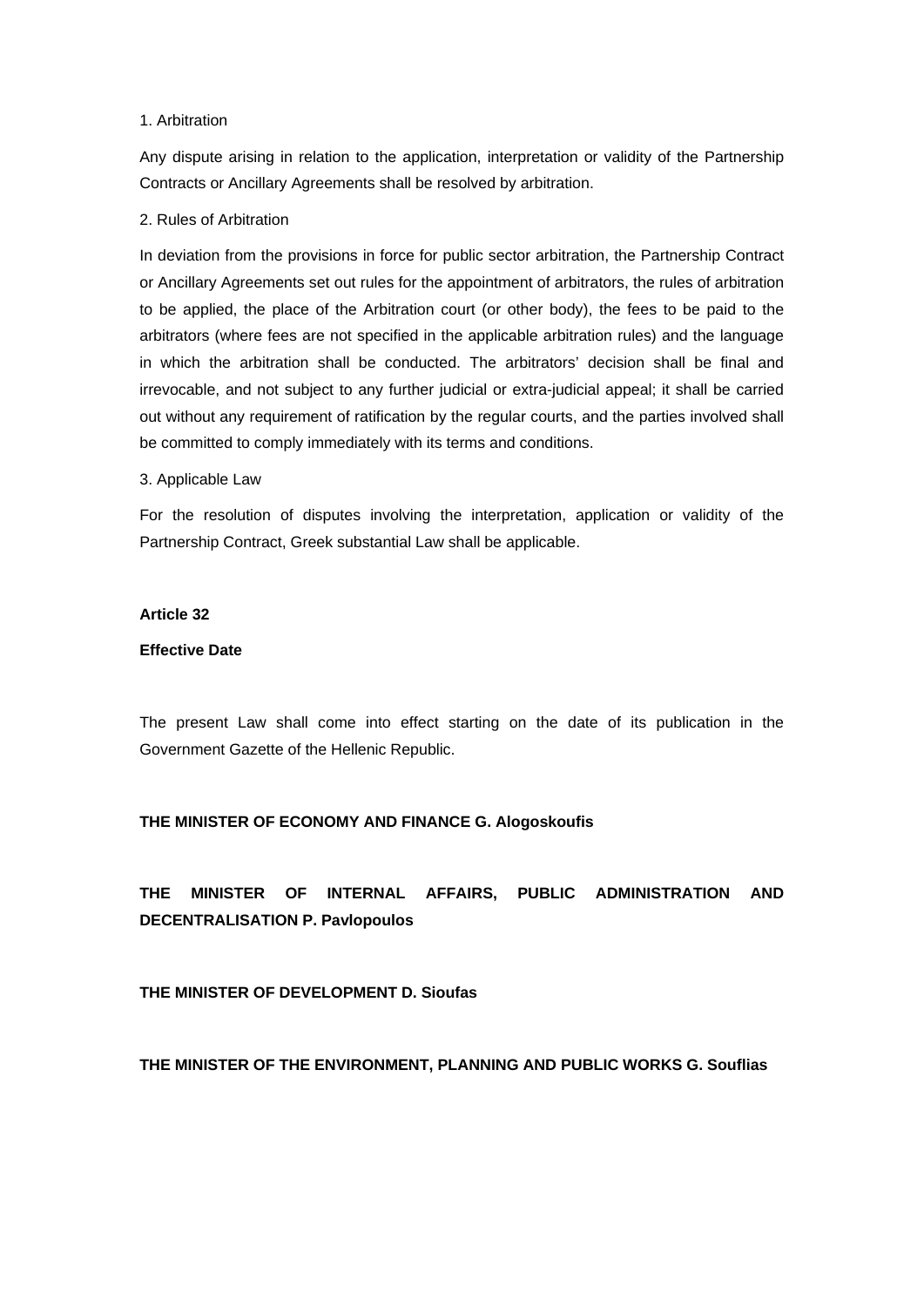1. Arbitration

Any dispute arising in relation to the application, interpretation or validity of the Partnership Contracts or Ancillary Agreements shall be resolved by arbitration.

2. Rules of Arbitration

In deviation from the provisions in force for public sector arbitration, the Partnership Contract or Ancillary Agreements set out rules for the appointment of arbitrators, the rules of arbitration to be applied, the place of the Arbitration court (or other body), the fees to be paid to the arbitrators (where fees are not specified in the applicable arbitration rules) and the language in which the arbitration shall be conducted. The arbitrators' decision shall be final and irrevocable, and not subject to any further judicial or extra-judicial appeal; it shall be carried out without any requirement of ratification by the regular courts, and the parties involved shall be committed to comply immediately with its terms and conditions.

3. Applicable Law

For the resolution of disputes involving the interpretation, application or validity of the Partnership Contract, Greek substantial Law shall be applicable.

**Article 32**

**Effective Date**

The present Law shall come into effect starting on the date of its publication in the Government Gazette of the Hellenic Republic.

**THE MINISTER OF ECONOMY AND FINANCE G. Alogoskoufis**

**THE MINISTER OF INTERNAL AFFAIRS, PUBLIC ADMINISTRATION AND DECENTRALISATION P. Pavlopoulos**

**THE MINISTER OF DEVELOPMENT D. Sioufas**

**THE MINISTER OF THE ENVIRONMENT, PLANNING AND PUBLIC WORKS G. Souflias**